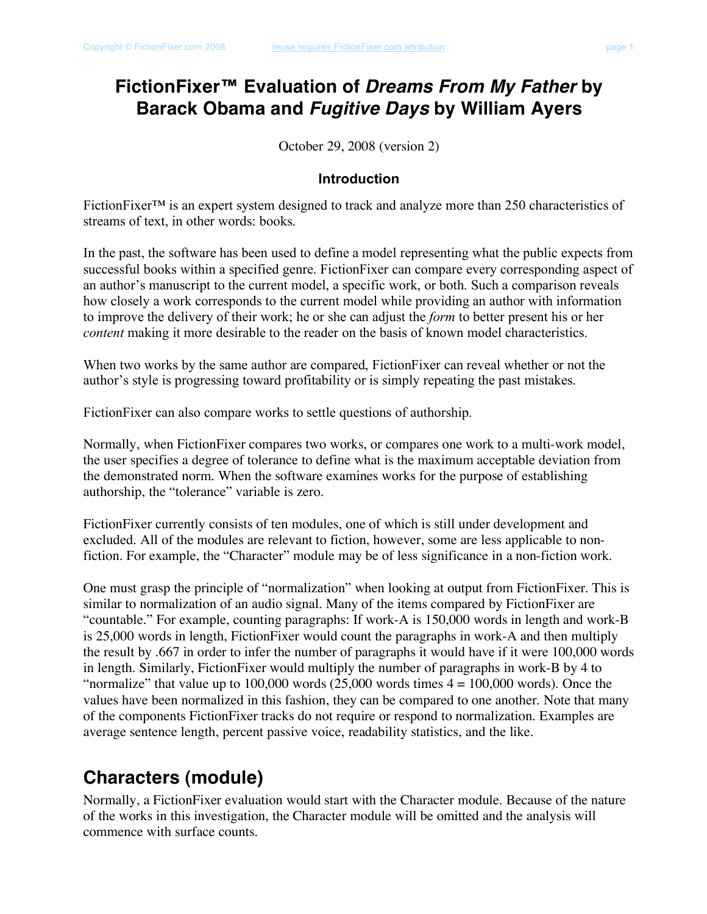# FictionFixer™ Evaluation of *Dreams From My Father* by Barack Obama and *Fugitive Days* by William Ayers

October 29, 2008 (version 2)

### Introduction

FictionFixer™ is an expert system designed to track and analyze more than 250 characteristics of streams of text, in other words: books.

In the past, the software has been used to define a model representing what the public expects from successful books within a specified genre. FictionFixer can compare every corresponding aspect of an author's manuscript to the current model, a specific work, or both. Such a comparison reveals how closely a work corresponds to the current model while providing an author with information to improve the delivery of their work; he or she can adjust the *form* to better present his or her *content* making it more desirable to the reader on the basis of known model characteristics.

When two works by the same author are compared, FictionFixer can reveal whether or not the author's style is progressing toward profitability or is simply repeating the past mistakes.

FictionFixer can also compare works to settle questions of authorship.

Normally, when FictionFixer compares two works, or compares one work to a multi-work model, the user specifies a degree of tolerance to define what is the maximum acceptable deviation from the demonstrated norm. When the software examines works for the purpose of establishing authorship, the "tolerance" variable is zero.

FictionFixer currently consists of ten modules, one of which is still under development and excluded. All of the modules are relevant to fiction, however, some are less applicable to non-fiction. For example, the "Character" module may be of less significance in a non-fiction work.

One must grasp the principle of "normalization" when looking at output from FictionFixer. This is similar to normalization of an audio signal. Many of the items compared by FictionFixer are "countable." For example, counting paragraphs: If work-A is 150,000 words in length and work-B is 25,000 words in length, FictionFixer would count the paragraphs in work-A and then multiply the result by .667 in order to infer the number of paragraphs it would have if it were 100,000 words in length. Similarly, FictionFixer would multiply the number of paragraphs in work-B by 4 to "normalize" that value up to 100,000 words (25,000 words times 4 = 100,000 words). Once the values have been normalized in this fashion, they can be compared to one another. Note that many of the components FictionFixer tracks do not require or respond to normalization. Examples are average sentence length, percent passive voice, readability statistics, and the like.

## Characters (module)

Normally, a FictionFixer evaluation would start with the Character module. Because of the nature of the works in this investigation, the Character module will be omitted and the analysis will commence with surface counts.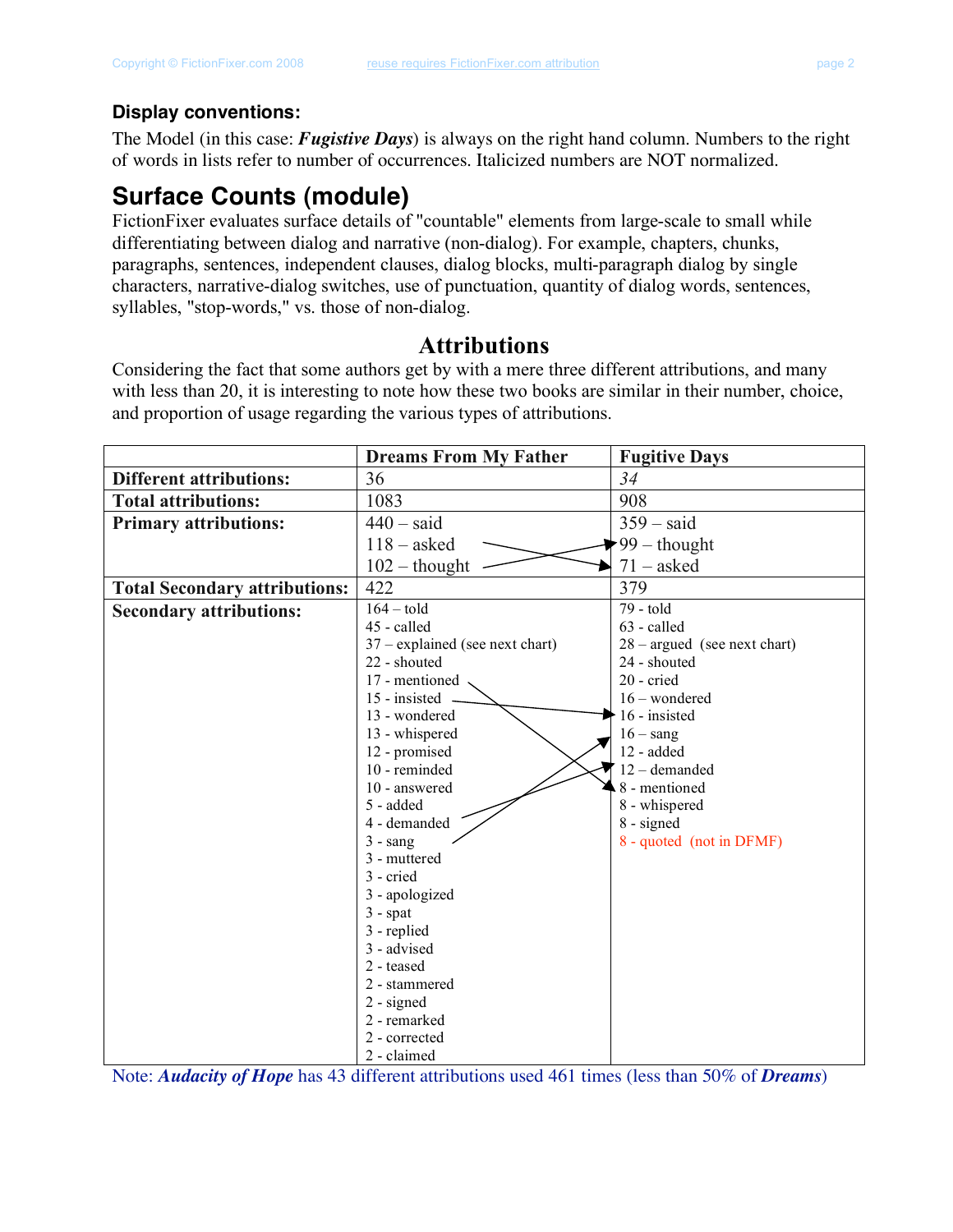### Display conventions:

The Model (in this case: ***Fugistive Days***) is always on the right hand column. Numbers to the right of words in lists refer to number of occurrences. Italicized numbers are NOT normalized.

## Surface Counts (module)

FictionFixer evaluates surface details of "countable" elements from large-scale to small while differentiating between dialog and narrative (non-dialog). For example, chapters, chunks, paragraphs, sentences, independent clauses, dialog blocks, multi-paragraph dialog by single characters, narrative-dialog switches, use of punctuation, quantity of dialog words, sentences, syllables, "stop-words," vs. those of non-dialog.

### Attributions

Considering the fact that some authors get by with a mere three different attributions, and many with less than 20, it is interesting to note how these two books are similar in their number, choice, and proportion of usage regarding the various types of attributions.

| | **Dreams From My Father** | **Fugitive Days** |
|---|---|---|
| **Different attributions:** | 36 | *34* |
| **Total attributions:** | 1083 | 908 |
| **Primary attributions:** | 440 – said<br>118 – asked<br>102 – thought | 359 – said<br>99 – thought<br>71 – asked |
| **Total Secondary attributions:** | 422 | 379 |
| **Secondary attributions:** | 164 – told<br>45 - called<br>37 – explained (see next chart)<br>22 - shouted<br>17 - mentioned<br>15 - insisted<br>13 - wondered<br>13 - whispered<br>12 - promised<br>10 - reminded<br>10 - answered<br>5 - added<br>4 - demanded<br>3 - sang<br>3 - muttered<br>3 - cried<br>3 - apologized<br>3 - spat<br>3 - replied<br>3 - advised<br>2 - teased<br>2 - stammered<br>2 - signed<br>2 - remarked<br>2 - corrected<br>2 - claimed | 79 - told<br>63 - called<br>28 – argued (see next chart)<br>24 - shouted<br>20 - cried<br>16 – wondered<br>16 - insisted<br>16 – sang<br>12 - added<br>12 – demanded<br>8 - mentioned<br>8 - whispered<br>8 - signed<br>8 - quoted (not in DFMF) |

Note: ***Audacity of Hope*** has 43 different attributions used 461 times (less than 50% of ***Dreams***)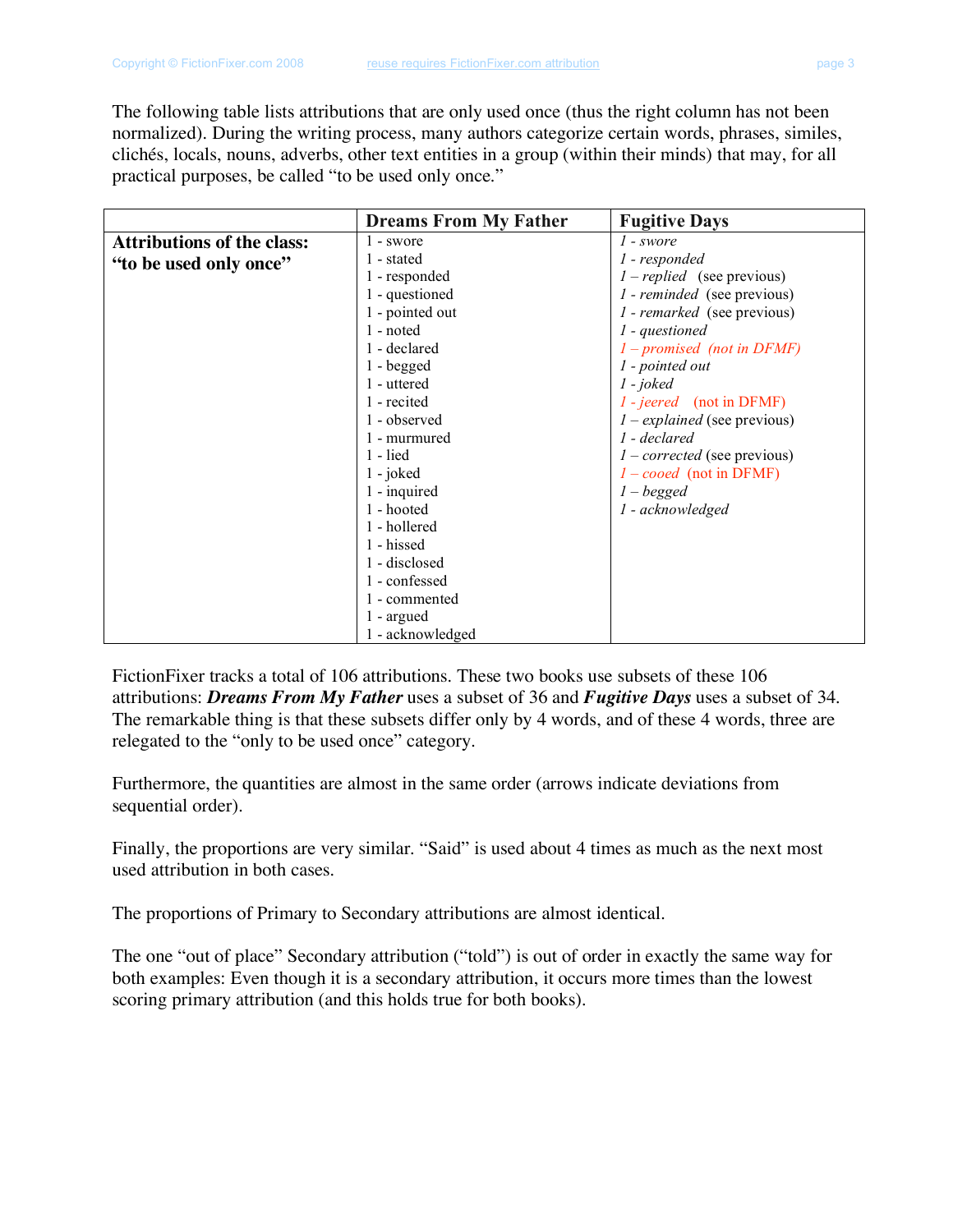The following table lists attributions that are only used once (thus the right column has not been normalized). During the writing process, many authors categorize certain words, phrases, similes, clichés, locals, nouns, adverbs, other text entities in a group (within their minds) that may, for all practical purposes, be called "to be used only once."

| | Dreams From My Father | Fugitive Days |
|---|---|---|
| **Attributions of the class: "to be used only once"** | 1 - swore | *1 - swore* |
| | 1 - stated | *1 - responded* |
| | 1 - responded | *1 – replied* (see previous) |
| | 1 - questioned | *1 - reminded* (see previous) |
| | 1 - pointed out | *1 - remarked* (see previous) |
| | 1 - noted | *1 - questioned* |
| | 1 - declared | *1 – promised (not in DFMF)* |
| | 1 - begged | *1 - pointed out* |
| | 1 - uttered | *1 - joked* |
| | 1 - recited | *1 - jeered* (not in DFMF) |
| | 1 - observed | *1 – explained* (see previous) |
| | 1 - murmured | *1 - declared* |
| | 1 - lied | *1 – corrected* (see previous) |
| | 1 - joked | *1 – cooed* (not in DFMF) |
| | 1 - inquired | *1 – begged* |
| | 1 - hooted | *1 - acknowledged* |
| | 1 - hollered | |
| | 1 - hissed | |
| | 1 - disclosed | |
| | 1 - confessed | |
| | 1 - commented | |
| | 1 - argued | |
| | 1 - acknowledged | |

FictionFixer tracks a total of 106 attributions. These two books use subsets of these 106 attributions: ***Dreams From My Father*** uses a subset of 36 and ***Fugitive Days*** uses a subset of 34. The remarkable thing is that these subsets differ only by 4 words, and of these 4 words, three are relegated to the "only to be used once" category.

Furthermore, the quantities are almost in the same order (arrows indicate deviations from sequential order).

Finally, the proportions are very similar. "Said" is used about 4 times as much as the next most used attribution in both cases.

The proportions of Primary to Secondary attributions are almost identical.

The one "out of place" Secondary attribution ("told") is out of order in exactly the same way for both examples: Even though it is a secondary attribution, it occurs more times than the lowest scoring primary attribution (and this holds true for both books).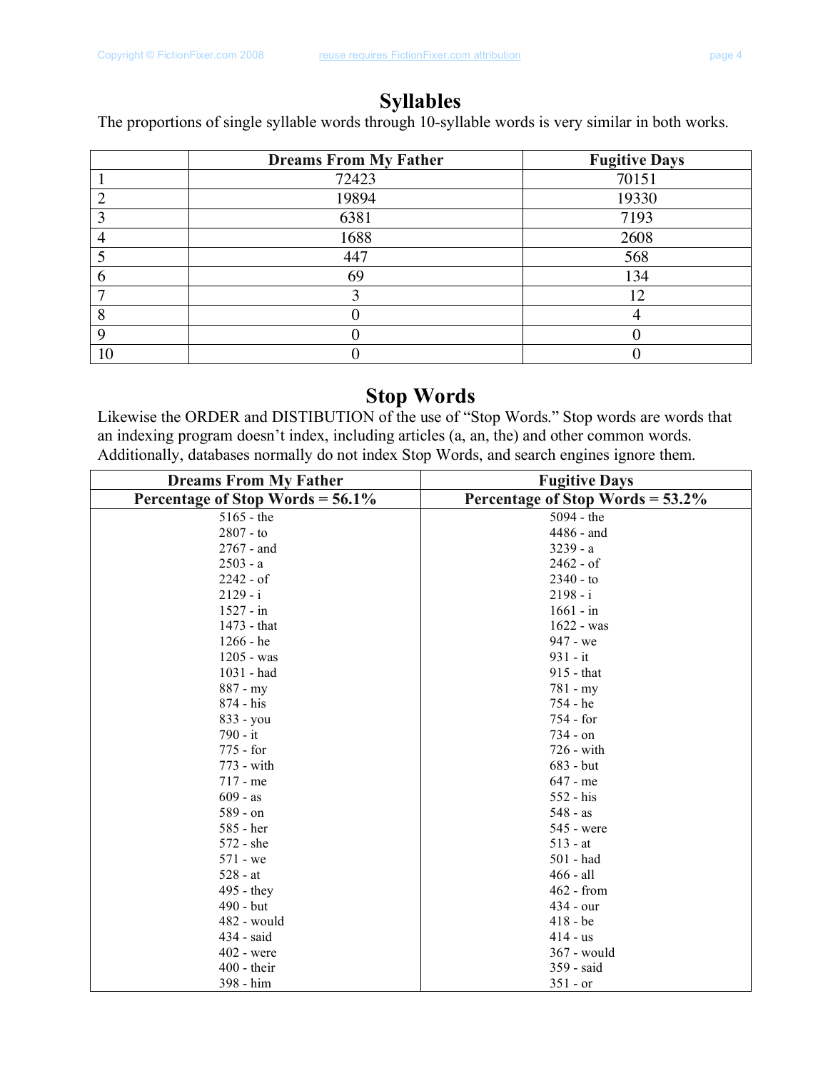## Syllables

The proportions of single syllable words through 10-syllable words is very similar in both works.

| | Dreams From My Father | Fugitive Days |
|---|---|---|
| 1 | 72423 | 70151 |
| 2 | 19894 | 19330 |
| 3 | 6381 | 7193 |
| 4 | 1688 | 2608 |
| 5 | 447 | 568 |
| 6 | 69 | 134 |
| 7 | 3 | 12 |
| 8 | 0 | 4 |
| 9 | 0 | 0 |
| 10 | 0 | 0 |

## Stop Words

Likewise the ORDER and DISTIBUTION of the use of "Stop Words." Stop words are words that an indexing program doesn't index, including articles (a, an, the) and other common words. Additionally, databases normally do not index Stop Words, and search engines ignore them.

| Dreams From My Father | Fugitive Days |
|---|---|
| **Percentage of Stop Words = 56.1%** | **Percentage of Stop Words = 53.2%** |
| 5165 - the | 5094 - the |
| 2807 - to | 4486 - and |
| 2767 - and | 3239 - a |
| 2503 - a | 2462 - of |
| 2242 - of | 2340 - to |
| 2129 - i | 2198 - i |
| 1527 - in | 1661 - in |
| 1473 - that | 1622 - was |
| 1266 - he | 947 - we |
| 1205 - was | 931 - it |
| 1031 - had | 915 - that |
| 887 - my | 781 - my |
| 874 - his | 754 - he |
| 833 - you | 754 - for |
| 790 - it | 734 - on |
| 775 - for | 726 - with |
| 773 - with | 683 - but |
| 717 - me | 647 - me |
| 609 - as | 552 - his |
| 589 - on | 548 - as |
| 585 - her | 545 - were |
| 572 - she | 513 - at |
| 571 - we | 501 - had |
| 528 - at | 466 - all |
| 495 - they | 462 - from |
| 490 - but | 434 - our |
| 482 - would | 418 - be |
| 434 - said | 414 - us |
| 402 - were | 367 - would |
| 400 - their | 359 - said |
| 398 - him | 351 - or |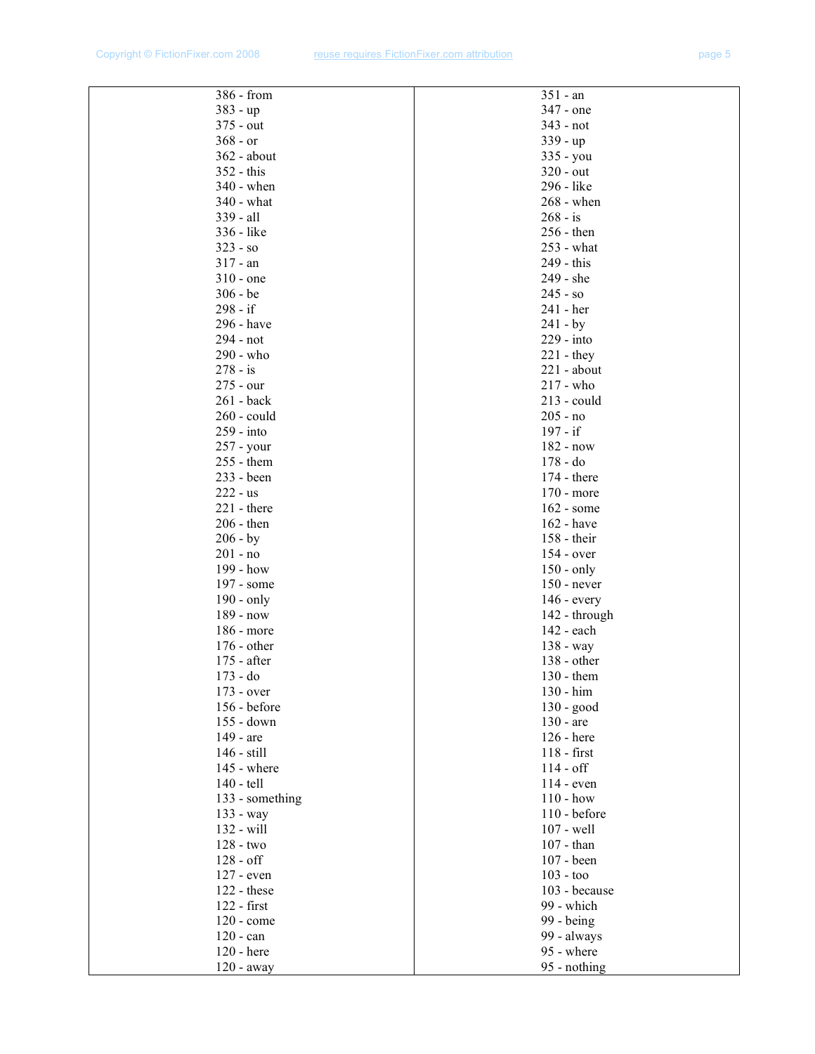| 386 - from | 351 - an |
|---|---|
| 383 - up | 347 - one |
| 375 - out | 343 - not |
| 368 - or | 339 - up |
| 362 - about | 335 - you |
| 352 - this | 320 - out |
| 340 - when | 296 - like |
| 340 - what | 268 - when |
| 339 - all | 268 - is |
| 336 - like | 256 - then |
| 323 - so | 253 - what |
| 317 - an | 249 - this |
| 310 - one | 249 - she |
| 306 - be | 245 - so |
| 298 - if | 241 - her |
| 296 - have | 241 - by |
| 294 - not | 229 - into |
| 290 - who | 221 - they |
| 278 - is | 221 - about |
| 275 - our | 217 - who |
| 261 - back | 213 - could |
| 260 - could | 205 - no |
| 259 - into | 197 - if |
| 257 - your | 182 - now |
| 255 - them | 178 - do |
| 233 - been | 174 - there |
| 222 - us | 170 - more |
| 221 - there | 162 - some |
| 206 - then | 162 - have |
| 206 - by | 158 - their |
| 201 - no | 154 - over |
| 199 - how | 150 - only |
| 197 - some | 150 - never |
| 190 - only | 146 - every |
| 189 - now | 142 - through |
| 186 - more | 142 - each |
| 176 - other | 138 - way |
| 175 - after | 138 - other |
| 173 - do | 130 - them |
| 173 - over | 130 - him |
| 156 - before | 130 - good |
| 155 - down | 130 - are |
| 149 - are | 126 - here |
| 146 - still | 118 - first |
| 145 - where | 114 - off |
| 140 - tell | 114 - even |
| 133 - something | 110 - how |
| 133 - way | 110 - before |
| 132 - will | 107 - well |
| 128 - two | 107 - than |
| 128 - off | 107 - been |
| 127 - even | 103 - too |
| 122 - these | 103 - because |
| 122 - first | 99 - which |
| 120 - come | 99 - being |
| 120 - can | 99 - always |
| 120 - here | 95 - where |
| 120 - away | 95 - nothing |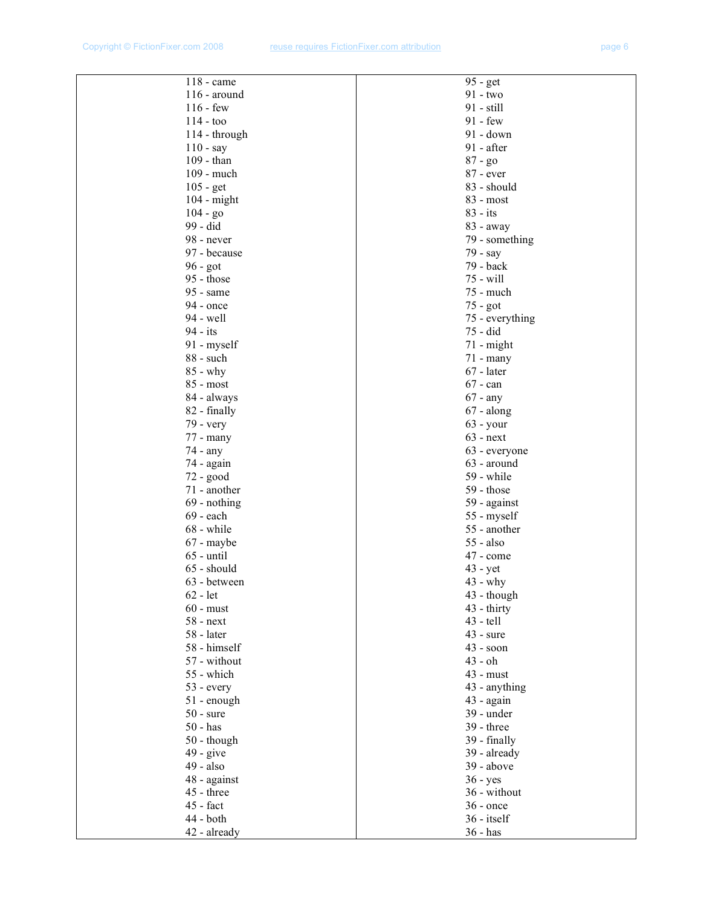| 118 - came | 95 - get |
|---|---|
| 116 - around | 91 - two |
| 116 - few | 91 - still |
| 114 - too | 91 - few |
| 114 - through | 91 - down |
| 110 - say | 91 - after |
| 109 - than | 87 - go |
| 109 - much | 87 - ever |
| 105 - get | 83 - should |
| 104 - might | 83 - most |
| 104 - go | 83 - its |
| 99 - did | 83 - away |
| 98 - never | 79 - something |
| 97 - because | 79 - say |
| 96 - got | 79 - back |
| 95 - those | 75 - will |
| 95 - same | 75 - much |
| 94 - once | 75 - got |
| 94 - well | 75 - everything |
| 94 - its | 75 - did |
| 91 - myself | 71 - might |
| 88 - such | 71 - many |
| 85 - why | 67 - later |
| 85 - most | 67 - can |
| 84 - always | 67 - any |
| 82 - finally | 67 - along |
| 79 - very | 63 - your |
| 77 - many | 63 - next |
| 74 - any | 63 - everyone |
| 74 - again | 63 - around |
| 72 - good | 59 - while |
| 71 - another | 59 - those |
| 69 - nothing | 59 - against |
| 69 - each | 55 - myself |
| 68 - while | 55 - another |
| 67 - maybe | 55 - also |
| 65 - until | 47 - come |
| 65 - should | 43 - yet |
| 63 - between | 43 - why |
| 62 - let | 43 - though |
| 60 - must | 43 - thirty |
| 58 - next | 43 - tell |
| 58 - later | 43 - sure |
| 58 - himself | 43 - soon |
| 57 - without | 43 - oh |
| 55 - which | 43 - must |
| 53 - every | 43 - anything |
| 51 - enough | 43 - again |
| 50 - sure | 39 - under |
| 50 - has | 39 - three |
| 50 - though | 39 - finally |
| 49 - give | 39 - already |
| 49 - also | 39 - above |
| 48 - against | 36 - yes |
| 45 - three | 36 - without |
| 45 - fact | 36 - once |
| 44 - both | 36 - itself |
| 42 - already | 36 - has |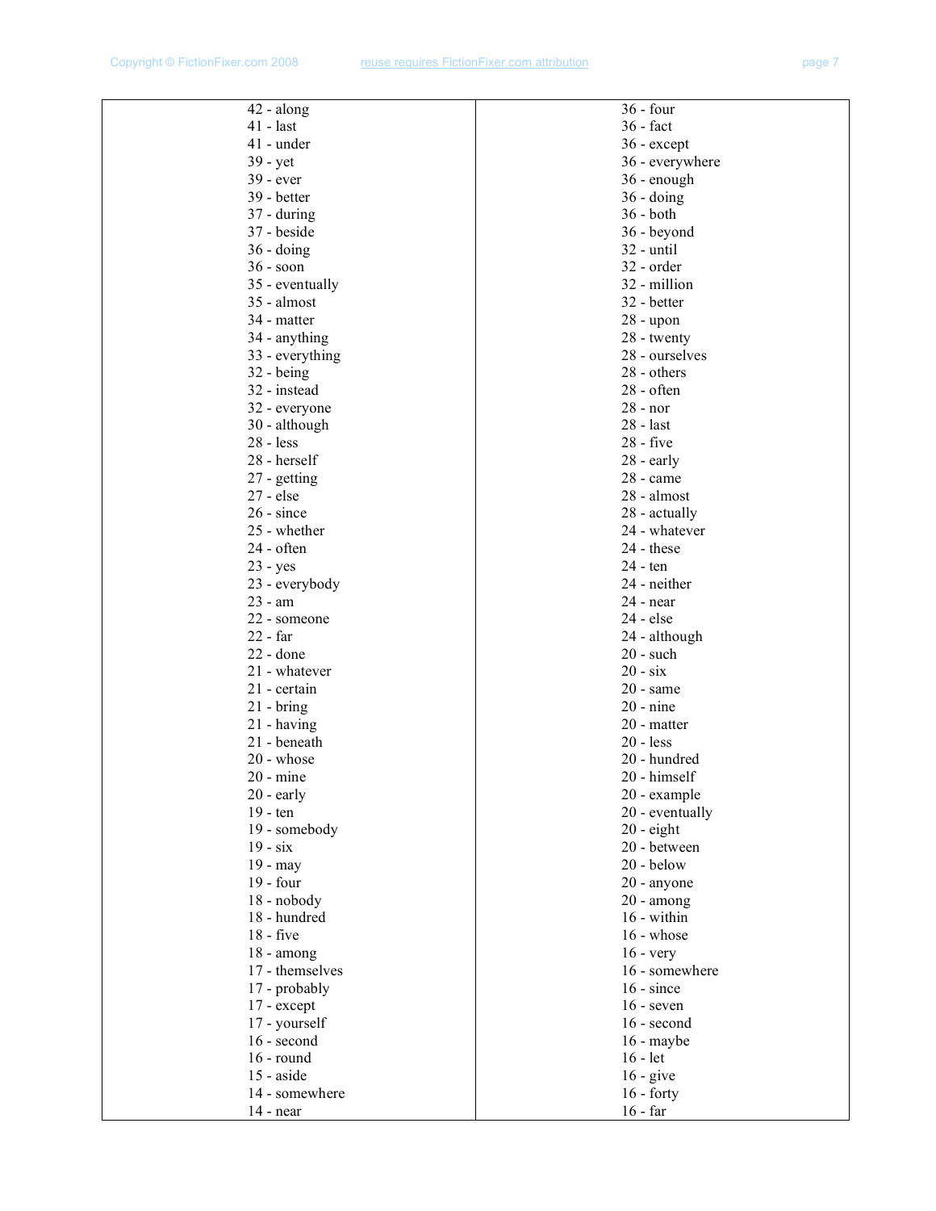| | |
|---|---|
| 42 - along | 36 - four |
| 41 - last | 36 - fact |
| 41 - under | 36 - except |
| 39 - yet | 36 - everywhere |
| 39 - ever | 36 - enough |
| 39 - better | 36 - doing |
| 37 - during | 36 - both |
| 37 - beside | 36 - beyond |
| 36 - doing | 32 - until |
| 36 - soon | 32 - order |
| 35 - eventually | 32 - million |
| 35 - almost | 32 - better |
| 34 - matter | 28 - upon |
| 34 - anything | 28 - twenty |
| 33 - everything | 28 - ourselves |
| 32 - being | 28 - others |
| 32 - instead | 28 - often |
| 32 - everyone | 28 - nor |
| 30 - although | 28 - last |
| 28 - less | 28 - five |
| 28 - herself | 28 - early |
| 27 - getting | 28 - came |
| 27 - else | 28 - almost |
| 26 - since | 28 - actually |
| 25 - whether | 24 - whatever |
| 24 - often | 24 - these |
| 23 - yes | 24 - ten |
| 23 - everybody | 24 - neither |
| 23 - am | 24 - near |
| 22 - someone | 24 - else |
| 22 - far | 24 - although |
| 22 - done | 20 - such |
| 21 - whatever | 20 - six |
| 21 - certain | 20 - same |
| 21 - bring | 20 - nine |
| 21 - having | 20 - matter |
| 21 - beneath | 20 - less |
| 20 - whose | 20 - hundred |
| 20 - mine | 20 - himself |
| 20 - early | 20 - example |
| 19 - ten | 20 - eventually |
| 19 - somebody | 20 - eight |
| 19 - six | 20 - between |
| 19 - may | 20 - below |
| 19 - four | 20 - anyone |
| 18 - nobody | 20 - among |
| 18 - hundred | 16 - within |
| 18 - five | 16 - whose |
| 18 - among | 16 - very |
| 17 - themselves | 16 - somewhere |
| 17 - probably | 16 - since |
| 17 - except | 16 - seven |
| 17 - yourself | 16 - second |
| 16 - second | 16 - maybe |
| 16 - round | 16 - let |
| 15 - aside | 16 - give |
| 14 - somewhere | 16 - forty |
| 14 - near | 16 - far |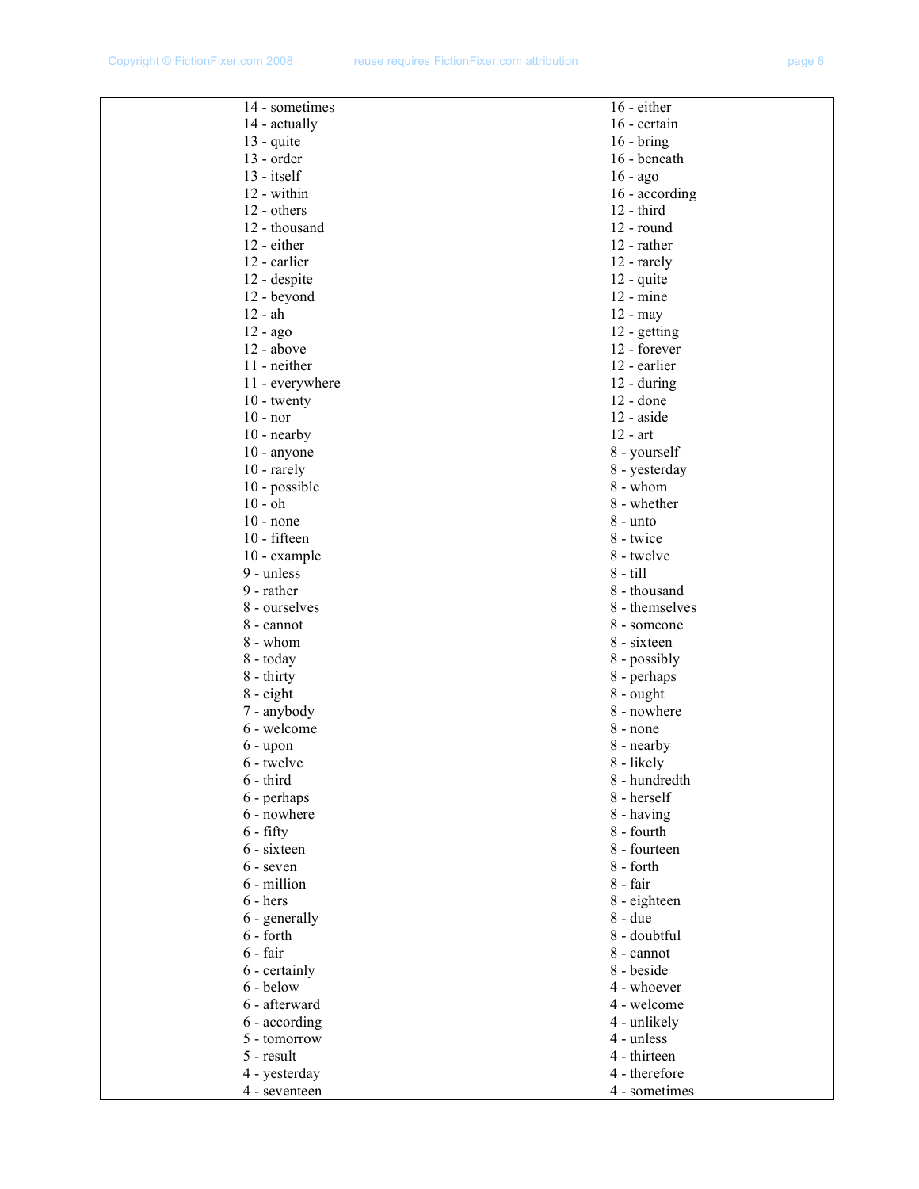| 14 - sometimes | 16 - either |
|---|---|
| 14 - actually | 16 - certain |
| 13 - quite | 16 - bring |
| 13 - order | 16 - beneath |
| 13 - itself | 16 - ago |
| 12 - within | 16 - according |
| 12 - others | 12 - third |
| 12 - thousand | 12 - round |
| 12 - either | 12 - rather |
| 12 - earlier | 12 - rarely |
| 12 - despite | 12 - quite |
| 12 - beyond | 12 - mine |
| 12 - ah | 12 - may |
| 12 - ago | 12 - getting |
| 12 - above | 12 - forever |
| 11 - neither | 12 - earlier |
| 11 - everywhere | 12 - during |
| 10 - twenty | 12 - done |
| 10 - nor | 12 - aside |
| 10 - nearby | 12 - art |
| 10 - anyone | 8 - yourself |
| 10 - rarely | 8 - yesterday |
| 10 - possible | 8 - whom |
| 10 - oh | 8 - whether |
| 10 - none | 8 - unto |
| 10 - fifteen | 8 - twice |
| 10 - example | 8 - twelve |
| 9 - unless | 8 - till |
| 9 - rather | 8 - thousand |
| 8 - ourselves | 8 - themselves |
| 8 - cannot | 8 - someone |
| 8 - whom | 8 - sixteen |
| 8 - today | 8 - possibly |
| 8 - thirty | 8 - perhaps |
| 8 - eight | 8 - ought |
| 7 - anybody | 8 - nowhere |
| 6 - welcome | 8 - none |
| 6 - upon | 8 - nearby |
| 6 - twelve | 8 - likely |
| 6 - third | 8 - hundredth |
| 6 - perhaps | 8 - herself |
| 6 - nowhere | 8 - having |
| 6 - fifty | 8 - fourth |
| 6 - sixteen | 8 - fourteen |
| 6 - seven | 8 - forth |
| 6 - million | 8 - fair |
| 6 - hers | 8 - eighteen |
| 6 - generally | 8 - due |
| 6 - forth | 8 - doubtful |
| 6 - fair | 8 - cannot |
| 6 - certainly | 8 - beside |
| 6 - below | 4 - whoever |
| 6 - afterward | 4 - welcome |
| 6 - according | 4 - unlikely |
| 5 - tomorrow | 4 - unless |
| 5 - result | 4 - thirteen |
| 4 - yesterday | 4 - therefore |
| 4 - seventeen | 4 - sometimes |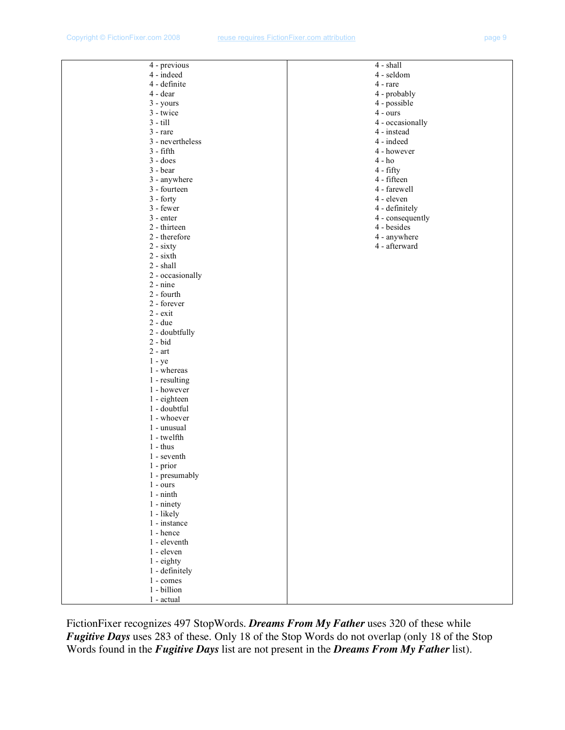| | |
|---|---|
| 4 - previous<br>4 - indeed<br>4 - definite<br>4 - dear<br>3 - yours<br>3 - twice<br>3 - till<br>3 - rare<br>3 - nevertheless<br>3 - fifth<br>3 - does<br>3 - bear<br>3 - anywhere<br>3 - fourteen<br>3 - forty<br>3 - fewer<br>3 - enter<br>2 - thirteen<br>2 - therefore<br>2 - sixty<br>2 - sixth<br>2 - shall<br>2 - occasionally<br>2 - nine<br>2 - fourth<br>2 - forever<br>2 - exit<br>2 - due<br>2 - doubtfully<br>2 - bid<br>2 - art<br>1 - ye<br>1 - whereas<br>1 - resulting<br>1 - however<br>1 - eighteen<br>1 - doubtful<br>1 - whoever<br>1 - unusual<br>1 - twelfth<br>1 - thus<br>1 - seventh<br>1 - prior<br>1 - presumably<br>1 - ours<br>1 - ninth<br>1 - ninety<br>1 - likely<br>1 - instance<br>1 - hence<br>1 - eleventh<br>1 - eleven<br>1 - eighty<br>1 - definitely<br>1 - comes<br>1 - billion<br>1 - actual | 4 - shall<br>4 - seldom<br>4 - rare<br>4 - probably<br>4 - possible<br>4 - ours<br>4 - occasionally<br>4 - instead<br>4 - indeed<br>4 - however<br>4 - ho<br>4 - fifty<br>4 - fifteen<br>4 - farewell<br>4 - eleven<br>4 - definitely<br>4 - consequently<br>4 - besides<br>4 - anywhere<br>4 - afterward |

FictionFixer recognizes 497 StopWords. ***Dreams From My Father*** uses 320 of these while ***Fugitive Days*** uses 283 of these. Only 18 of the Stop Words do not overlap (only 18 of the Stop Words found in the ***Fugitive Days*** list are not present in the ***Dreams From My Father*** list).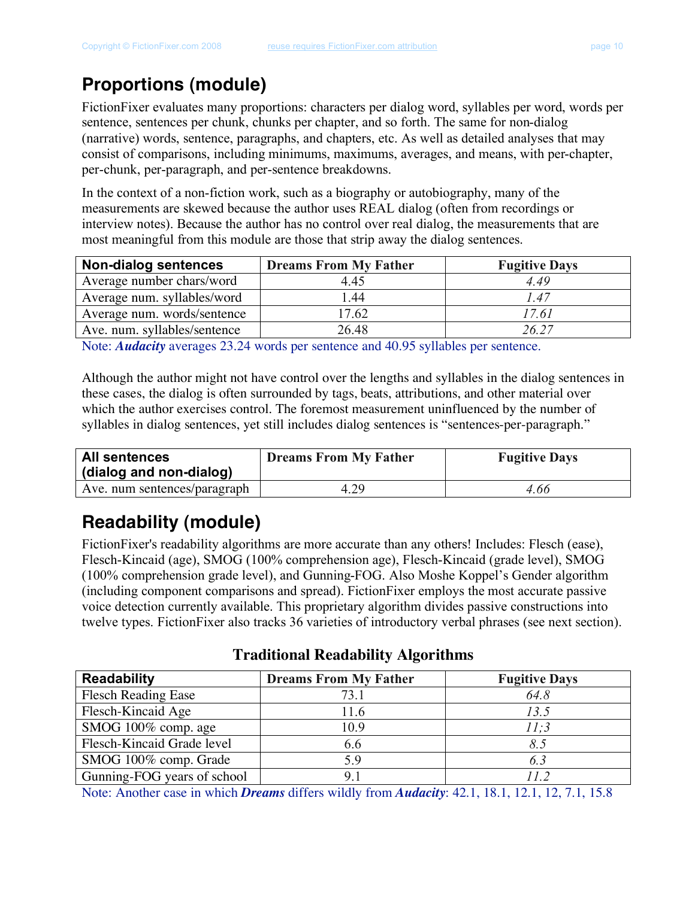## Proportions (module)

FictionFixer evaluates many proportions: characters per dialog word, syllables per word, words per sentence, sentences per chunk, chunks per chapter, and so forth. The same for non-dialog (narrative) words, sentence, paragraphs, and chapters, etc. As well as detailed analyses that may consist of comparisons, including minimums, maximums, averages, and means, with per-chapter, per-chunk, per-paragraph, and per-sentence breakdowns.

In the context of a non-fiction work, such as a biography or autobiography, many of the measurements are skewed because the author uses REAL dialog (often from recordings or interview notes). Because the author has no control over real dialog, the measurements that are most meaningful from this module are those that strip away the dialog sentences.

| **Non-dialog sentences** | **Dreams From My Father** | **Fugitive Days** |
|---|---|---|
| Average number chars/word | 4.45 | *4.49* |
| Average num. syllables/word | 1.44 | *1.47* |
| Average num. words/sentence | 17.62 | *17.61* |
| Ave. num. syllables/sentence | 26.48 | *26.27* |

Note: ***Audacity*** averages 23.24 words per sentence and 40.95 syllables per sentence.

Although the author might not have control over the lengths and syllables in the dialog sentences in these cases, the dialog is often surrounded by tags, beats, attributions, and other material over which the author exercises control. The foremost measurement uninfluenced by the number of syllables in dialog sentences, yet still includes dialog sentences is “sentences-per-paragraph.”

| **All sentences (dialog and non-dialog)** | **Dreams From My Father** | **Fugitive Days** |
|---|---|---|
| Ave. num sentences/paragraph | 4.29 | *4.66* |

## Readability (module)

FictionFixer's readability algorithms are more accurate than any others! Includes: Flesch (ease), Flesch-Kincaid (age), SMOG (100% comprehension age), Flesch-Kincaid (grade level), SMOG (100% comprehension grade level), and Gunning-FOG. Also Moshe Koppel’s Gender algorithm (including component comparisons and spread). FictionFixer employs the most accurate passive voice detection currently available. This proprietary algorithm divides passive constructions into twelve types. FictionFixer also tracks 36 varieties of introductory verbal phrases (see next section).

**Traditional Readability Algorithms**

| **Readability** | **Dreams From My Father** | **Fugitive Days** |
|---|---|---|
| Flesch Reading Ease | 73.1 | *64.8* |
| Flesch-Kincaid Age | 11.6 | *13.5* |
| SMOG 100% comp. age | 10.9 | *11;3* |
| Flesch-Kincaid Grade level | 6.6 | *8.5* |
| SMOG 100% comp. Grade | 5.9 | *6.3* |
| Gunning-FOG years of school | 9.1 | *11.2* |

Note: Another case in which ***Dreams*** differs wildly from ***Audacity***: 42.1, 18.1, 12.1, 12, 7.1, 15.8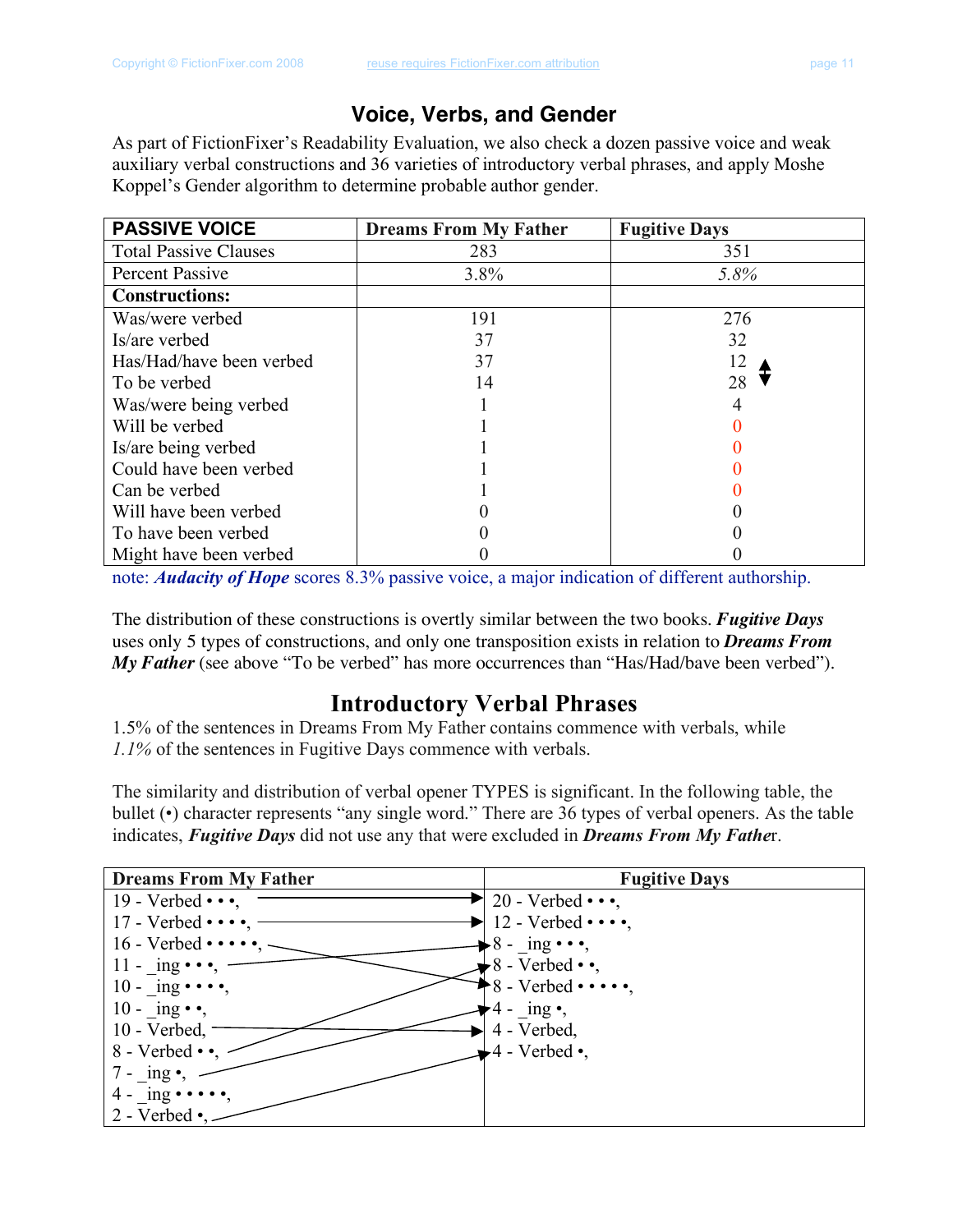## Voice, Verbs, and Gender

As part of FictionFixer's Readability Evaluation, we also check a dozen passive voice and weak auxiliary verbal constructions and 36 varieties of introductory verbal phrases, and apply Moshe Koppel's Gender algorithm to determine probable author gender.

| PASSIVE VOICE | Dreams From My Father | Fugitive Days |
|---|---|---|
| Total Passive Clauses | 283 | 351 |
| Percent Passive | 3.8% | *5.8%* |
| **Constructions:** | | |
| Was/were verbed | 191 | 276 |
| Is/are verbed | 37 | 32 |
| Has/Had/have been verbed | 37 | 12 ▲ |
| To be verbed | 14 | 28 ▼ |
| Was/were being verbed | 1 | 4 |
| Will be verbed | 1 | 0 |
| Is/are being verbed | 1 | 0 |
| Could have been verbed | 1 | 0 |
| Can be verbed | 1 | 0 |
| Will have been verbed | 0 | 0 |
| To have been verbed | 0 | 0 |
| Might have been verbed | 0 | 0 |

note: ***Audacity of Hope*** scores 8.3% passive voice, a major indication of different authorship.

The distribution of these constructions is overtly similar between the two books. ***Fugitive Days*** uses only 5 types of constructions, and only one transposition exists in relation to ***Dreams From My Father*** (see above "To be verbed" has more occurrences than "Has/Had/bave been verbed").

## Introductory Verbal Phrases

1.5% of the sentences in Dreams From My Father contains commence with verbals, while *1.1%* of the sentences in Fugitive Days commence with verbals.

The similarity and distribution of verbal opener TYPES is significant. In the following table, the bullet (•) character represents "any single word." There are 36 types of verbal openers. As the table indicates, ***Fugitive Days*** did not use any that were excluded in ***Dreams From My Fathe***r.

| Dreams From My Father | Fugitive Days |
|---|---|
| 19 - Verbed • • •, | 20 - Verbed • • •, |
| 17 - Verbed • • • •, | 12 - Verbed • • • •, |
| 16 - Verbed • • • • •, | 8 - _ing • • •, |
| 11 - _ing • • •, | 8 - Verbed • •, |
| 10 - _ing • • • •, | 8 - Verbed • • • • •, |
| 10 - _ing • •, | 4 - _ing •, |
| 10 - Verbed, | 4 - Verbed, |
| 8 - Verbed • •, | 4 - Verbed •, |
| 7 - _ing •, | |
| 4 - _ing • • • • •, | |
| 2 - Verbed •, | |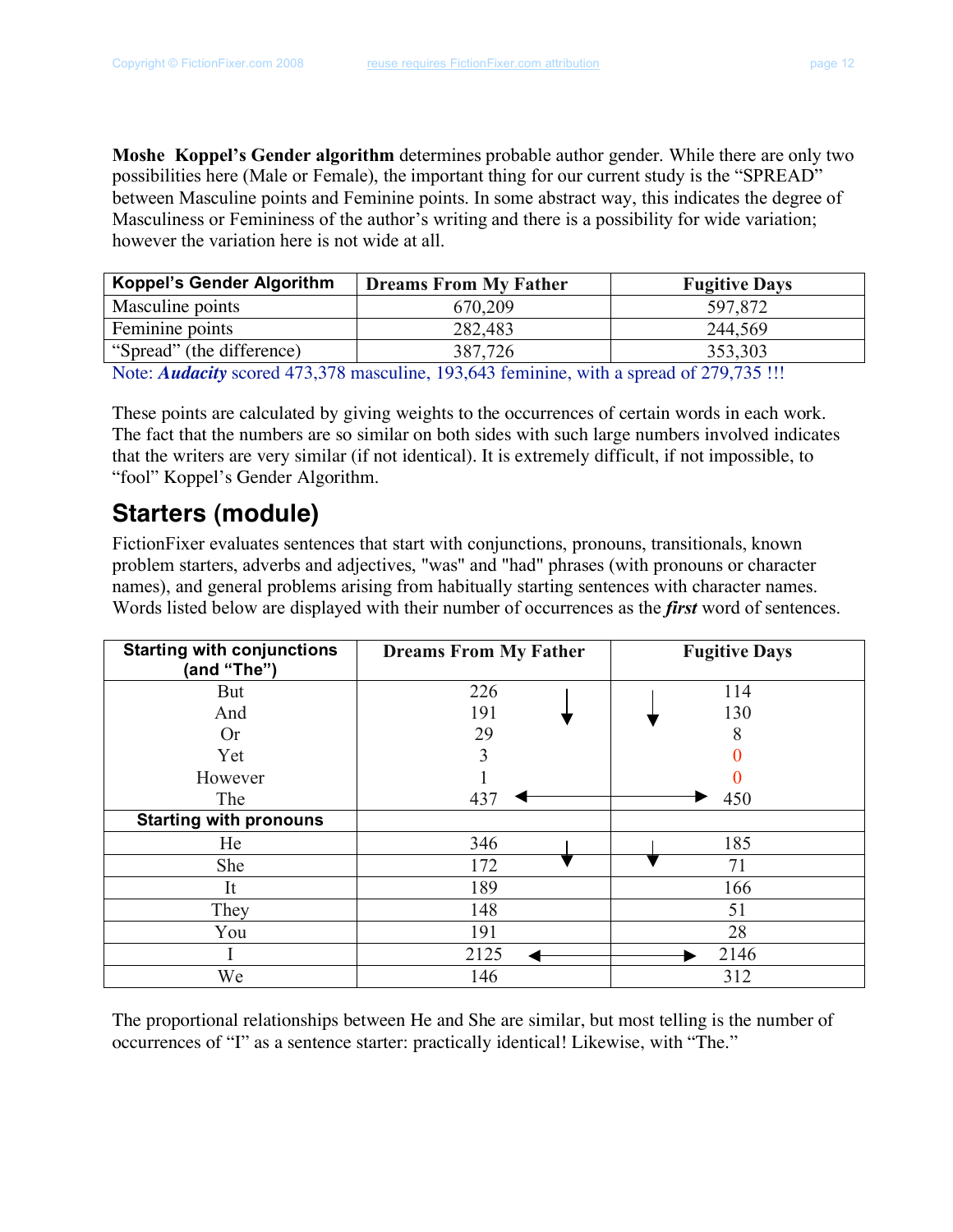**Moshe Koppel's Gender algorithm** determines probable author gender. While there are only two possibilities here (Male or Female), the important thing for our current study is the "SPREAD" between Masculine points and Feminine points. In some abstract way, this indicates the degree of Masculiness or Femininess of the author's writing and there is a possibility for wide variation; however the variation here is not wide at all.

| Koppel's Gender Algorithm | Dreams From My Father | Fugitive Days |
|---|---|---|
| Masculine points | 670,209 | 597,872 |
| Feminine points | 282,483 | 244,569 |
| "Spread" (the difference) | 387,726 | 353,303 |

Note: ***Audacity*** scored 473,378 masculine, 193,643 feminine, with a spread of 279,735 !!!

These points are calculated by giving weights to the occurrences of certain words in each work. The fact that the numbers are so similar on both sides with such large numbers involved indicates that the writers are very similar (if not identical). It is extremely difficult, if not impossible, to "fool" Koppel's Gender Algorithm.

## Starters (module)

FictionFixer evaluates sentences that start with conjunctions, pronouns, transitionals, known problem starters, adverbs and adjectives, "was" and "had" phrases (with pronouns or character names), and general problems arising from habitually starting sentences with character names. Words listed below are displayed with their number of occurrences as the ***first*** word of sentences.

| Starting with conjunctions (and "The") | Dreams From My Father | Fugitive Days |
|---|---|---|
| But | 226 | 114 |
| And | 191 | 130 |
| Or | 29 | 8 |
| Yet | 3 | 0 |
| However | 1 | 0 |
| The | 437 | 450 |
| **Starting with pronouns** | | |
| He | 346 | 185 |
| She | 172 | 71 |
| It | 189 | 166 |
| They | 148 | 51 |
| You | 191 | 28 |
| I | 2125 | 2146 |
| We | 146 | 312 |

The proportional relationships between He and She are similar, but most telling is the number of occurrences of "I" as a sentence starter: practically identical! Likewise, with "The."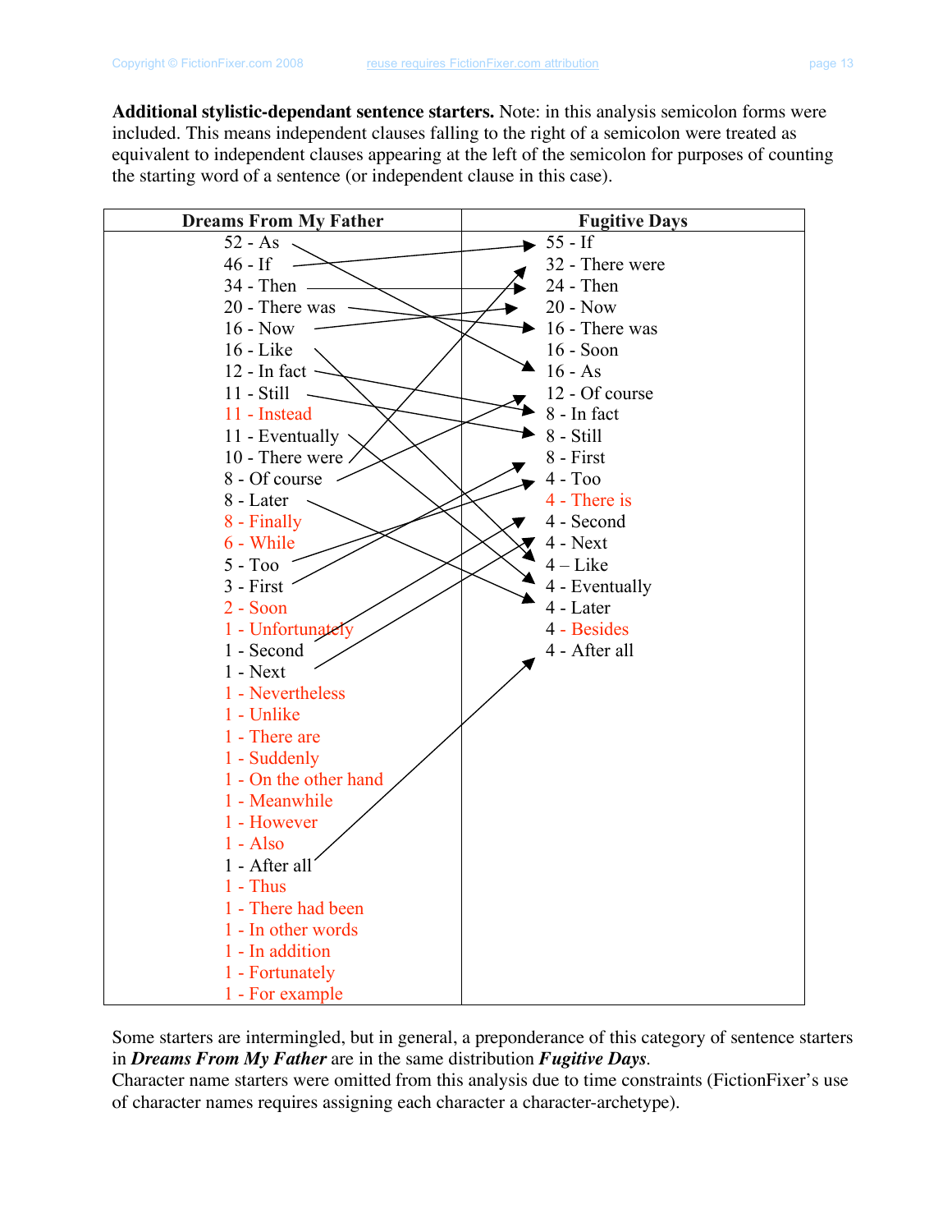**Additional stylistic-dependant sentence starters.** Note: in this analysis semicolon forms were included. This means independent clauses falling to the right of a semicolon were treated as equivalent to independent clauses appearing at the left of the semicolon for purposes of counting the starting word of a sentence (or independent clause in this case).

| Dreams From My Father | Fugitive Days |
|---|---|
| 52 - As | 55 - If |
| 46 - If | 32 - There were |
| 34 - Then | 24 - Then |
| 20 - There was | 20 - Now |
| 16 - Now | 16 - There was |
| 16 - Like | 16 - Soon |
| 12 - In fact | 16 - As |
| 11 - Still | 12 - Of course |
| 11 - Instead | 8 - In fact |
| 11 - Eventually | 8 - Still |
| 10 - There were | 8 - First |
| 8 - Of course | 4 - Too |
| 8 - Later | 4 - There is |
| 8 - Finally | 4 - Second |
| 6 - While | 4 - Next |
| 5 - Too | 4 – Like |
| 3 - First | 4 - Eventually |
| 2 - Soon | 4 - Later |
| 1 - Unfortunately | 4 - Besides |
| 1 - Second | 4 - After all |
| 1 - Next | |
| 1 - Nevertheless | |
| 1 - Unlike | |
| 1 - There are | |
| 1 - Suddenly | |
| 1 - On the other hand | |
| 1 - Meanwhile | |
| 1 - However | |
| 1 - Also | |
| 1 - After all | |
| 1 - Thus | |
| 1 - There had been | |
| 1 - In other words | |
| 1 - In addition | |
| 1 - Fortunately | |
| 1 - For example | |

Some starters are intermingled, but in general, a preponderance of this category of sentence starters in ***Dreams From My Father*** are in the same distribution ***Fugitive Days***.
Character name starters were omitted from this analysis due to time constraints (FictionFixer's use of character names requires assigning each character a character-archetype).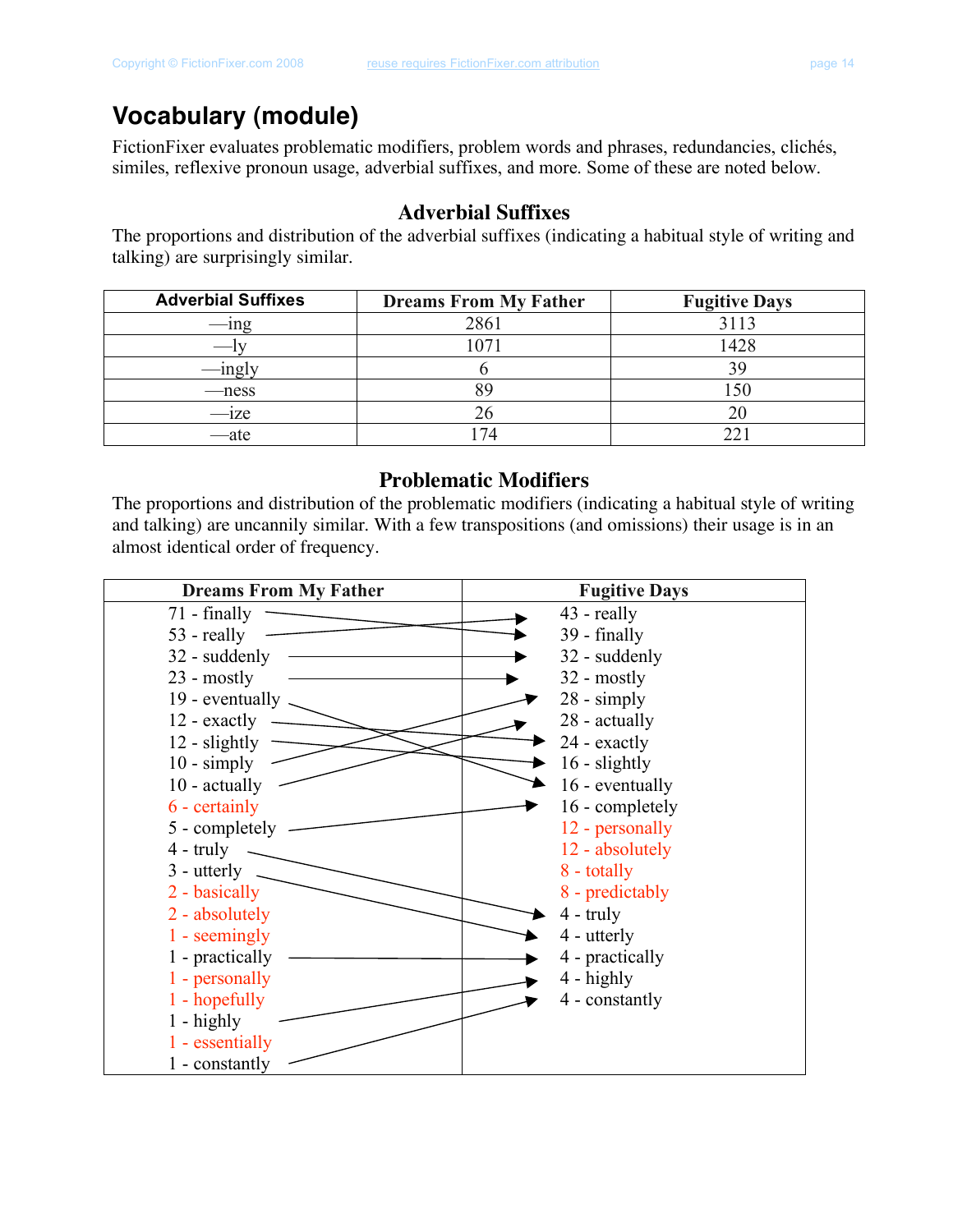# Vocabulary (module)

FictionFixer evaluates problematic modifiers, problem words and phrases, redundancies, clichés, similes, reflexive pronoun usage, adverbial suffixes, and more. Some of these are noted below.

## Adverbial Suffixes

The proportions and distribution of the adverbial suffixes (indicating a habitual style of writing and talking) are surprisingly similar.

| Adverbial Suffixes | Dreams From My Father | Fugitive Days |
|---|---|---|
| —ing | 2861 | 3113 |
| —ly | 1071 | 1428 |
| —ingly | 6 | 39 |
| —ness | 89 | 150 |
| —ize | 26 | 20 |
| —ate | 174 | 221 |

## Problematic Modifiers

The proportions and distribution of the problematic modifiers (indicating a habitual style of writing and talking) are uncannily similar. With a few transpositions (and omissions) their usage is in an almost identical order of frequency.

| Dreams From My Father | Fugitive Days |
|---|---|
| 71 - finally | 43 - really |
| 53 - really | 39 - finally |
| 32 - suddenly | 32 - suddenly |
| 23 - mostly | 32 - mostly |
| 19 - eventually | 28 - simply |
| 12 - exactly | 28 - actually |
| 12 - slightly | 24 - exactly |
| 10 - simply | 16 - slightly |
| 10 - actually | 16 - eventually |
| 6 - certainly | 16 - completely |
| 5 - completely | 12 - personally |
| 4 - truly | 12 - absolutely |
| 3 - utterly | 8 - totally |
| 2 - basically | 8 - predictably |
| 2 - absolutely | 4 - truly |
| 1 - seemingly | 4 - utterly |
| 1 - practically | 4 - practically |
| 1 - personally | 4 - highly |
| 1 - hopefully | 4 - constantly |
| 1 - highly | |
| 1 - essentially | |
| 1 - constantly | |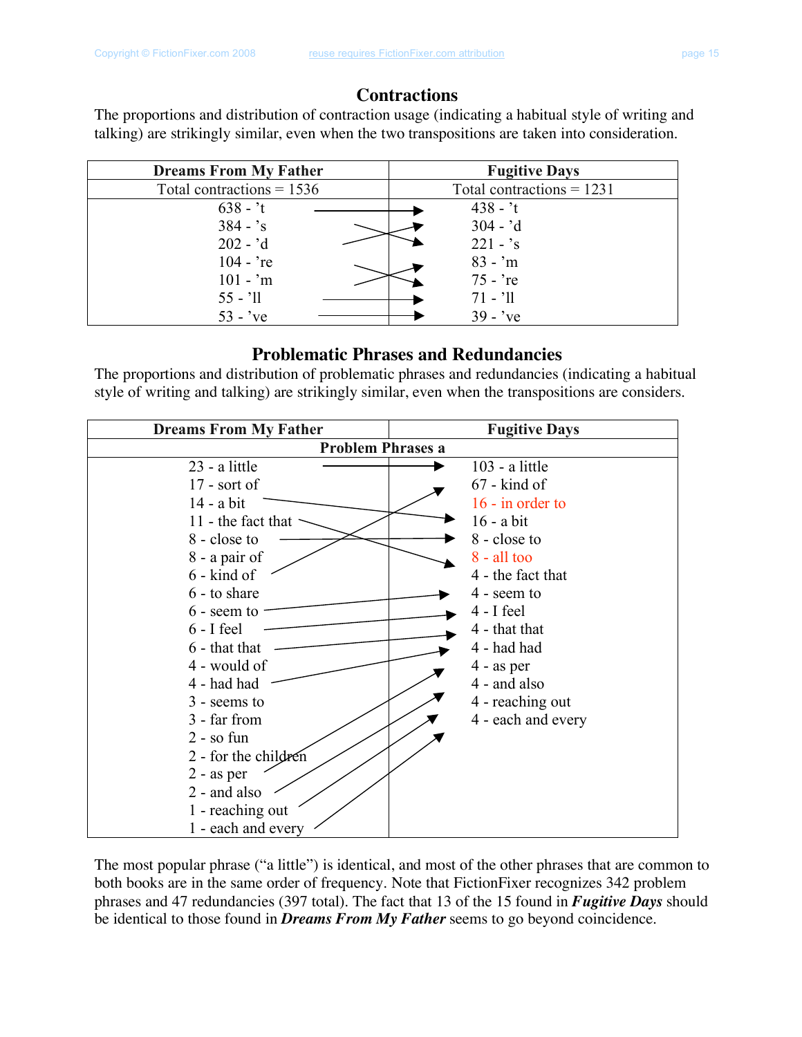## Contractions

The proportions and distribution of contraction usage (indicating a habitual style of writing and talking) are strikingly similar, even when the two transpositions are taken into consideration.

| Dreams From My Father | Fugitive Days |
|---|---|
| Total contractions = 1536 | Total contractions = 1231 |
| 638 - 't | 438 - 't |
| 384 - 's | 304 - 'd |
| 202 - 'd | 221 - 's |
| 104 - 're | 83 - 'm |
| 101 - 'm | 75 - 're |
| 55 - 'll | 71 - 'll |
| 53 - 've | 39 - 've |

## Problematic Phrases and Redundancies

The proportions and distribution of problematic phrases and redundancies (indicating a habitual style of writing and talking) are strikingly similar, even when the transpositions are considers.

| Dreams From My Father | Fugitive Days |
|---|---|
| Problem Phrases a | |
| 23 - a little | 103 - a little |
| 17 - sort of | 67 - kind of |
| 14 - a bit | 16 - in order to |
| 11 - the fact that | 16 - a bit |
| 8 - close to | 8 - close to |
| 8 - a pair of | 8 - all too |
| 6 - kind of | 4 - the fact that |
| 6 - to share | 4 - seem to |
| 6 - seem to | 4 - I feel |
| 6 - I feel | 4 - that that |
| 6 - that that | 4 - had had |
| 4 - would of | 4 - as per |
| 4 - had had | 4 - and also |
| 3 - seems to | 4 - reaching out |
| 3 - far from | 4 - each and every |
| 2 - so fun | |
| 2 - for the children | |
| 2 - as per | |
| 2 - and also | |
| 1 - reaching out | |
| 1 - each and every | |

The most popular phrase ("a little") is identical, and most of the other phrases that are common to both books are in the same order of frequency. Note that FictionFixer recognizes 342 problem phrases and 47 redundancies (397 total). The fact that 13 of the 15 found in ***Fugitive Days*** should be identical to those found in ***Dreams From My Father*** seems to go beyond coincidence.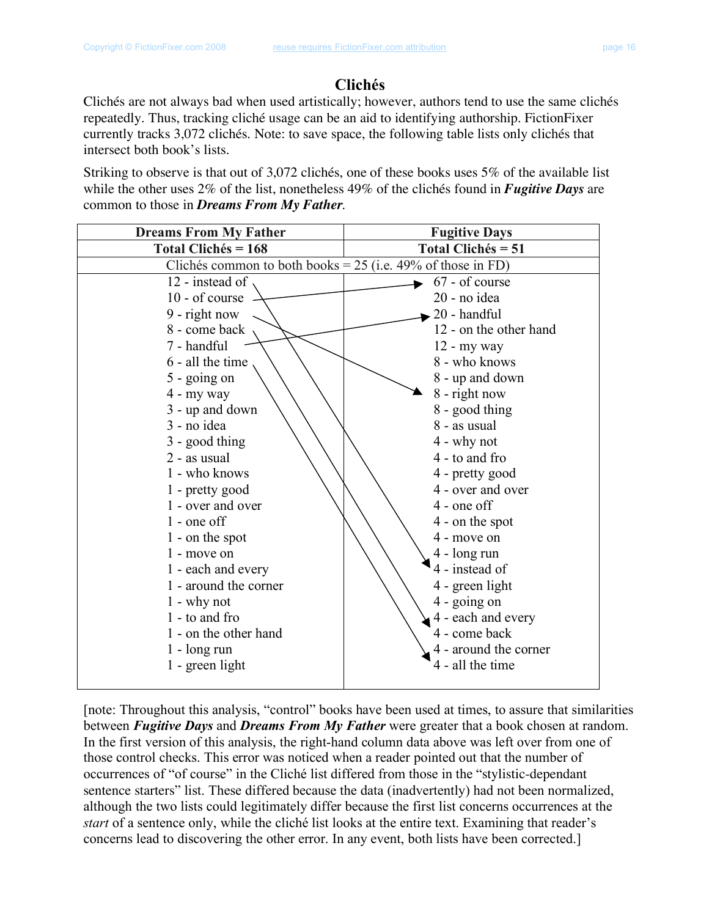## Clichés

Clichés are not always bad when used artistically; however, authors tend to use the same clichés repeatedly. Thus, tracking cliché usage can be an aid to identifying authorship. FictionFixer currently tracks 3,072 clichés. Note: to save space, the following table lists only clichés that intersect both book's lists.

Striking to observe is that out of 3,072 clichés, one of these books uses 5% of the available list while the other uses 2% of the list, nonetheless 49% of the clichés found in ***Fugitive Days*** are common to those in ***Dreams From My Father***.

| Dreams From My Father | Fugitive Days |
|---|---|
| **Total Clichés = 168** | **Total Clichés = 51** |
| Clichés common to both books = 25 (i.e. 49% of those in FD) | |
| 12 - instead of | 67 - of course |
| 10 - of course | 20 - no idea |
| 9 - right now | 20 - handful |
| 8 - come back | 12 - on the other hand |
| 7 - handful | 12 - my way |
| 6 - all the time | 8 - who knows |
| 5 - going on | 8 - up and down |
| 4 - my way | 8 - right now |
| 3 - up and down | 8 - good thing |
| 3 - no idea | 8 - as usual |
| 3 - good thing | 4 - why not |
| 2 - as usual | 4 - to and fro |
| 1 - who knows | 4 - pretty good |
| 1 - pretty good | 4 - over and over |
| 1 - over and over | 4 - one off |
| 1 - one off | 4 - on the spot |
| 1 - on the spot | 4 - move on |
| 1 - move on | 4 - long run |
| 1 - each and every | 4 - instead of |
| 1 - around the corner | 4 - green light |
| 1 - why not | 4 - going on |
| 1 - to and fro | 4 - each and every |
| 1 - on the other hand | 4 - come back |
| 1 - long run | 4 - around the corner |
| 1 - green light | 4 - all the time |

[note: Throughout this analysis, "control" books have been used at times, to assure that similarities between ***Fugitive Days*** and ***Dreams From My Father*** were greater that a book chosen at random. In the first version of this analysis, the right-hand column data above was left over from one of those control checks. This error was noticed when a reader pointed out that the number of occurrences of "of course" in the Cliché list differed from those in the "stylistic-dependant sentence starters" list. These differed because the data (inadvertently) had not been normalized, although the two lists could legitimately differ because the first list concerns occurrences at the *start* of a sentence only, while the cliché list looks at the entire text. Examining that reader's concerns lead to discovering the other error. In any event, both lists have been corrected.]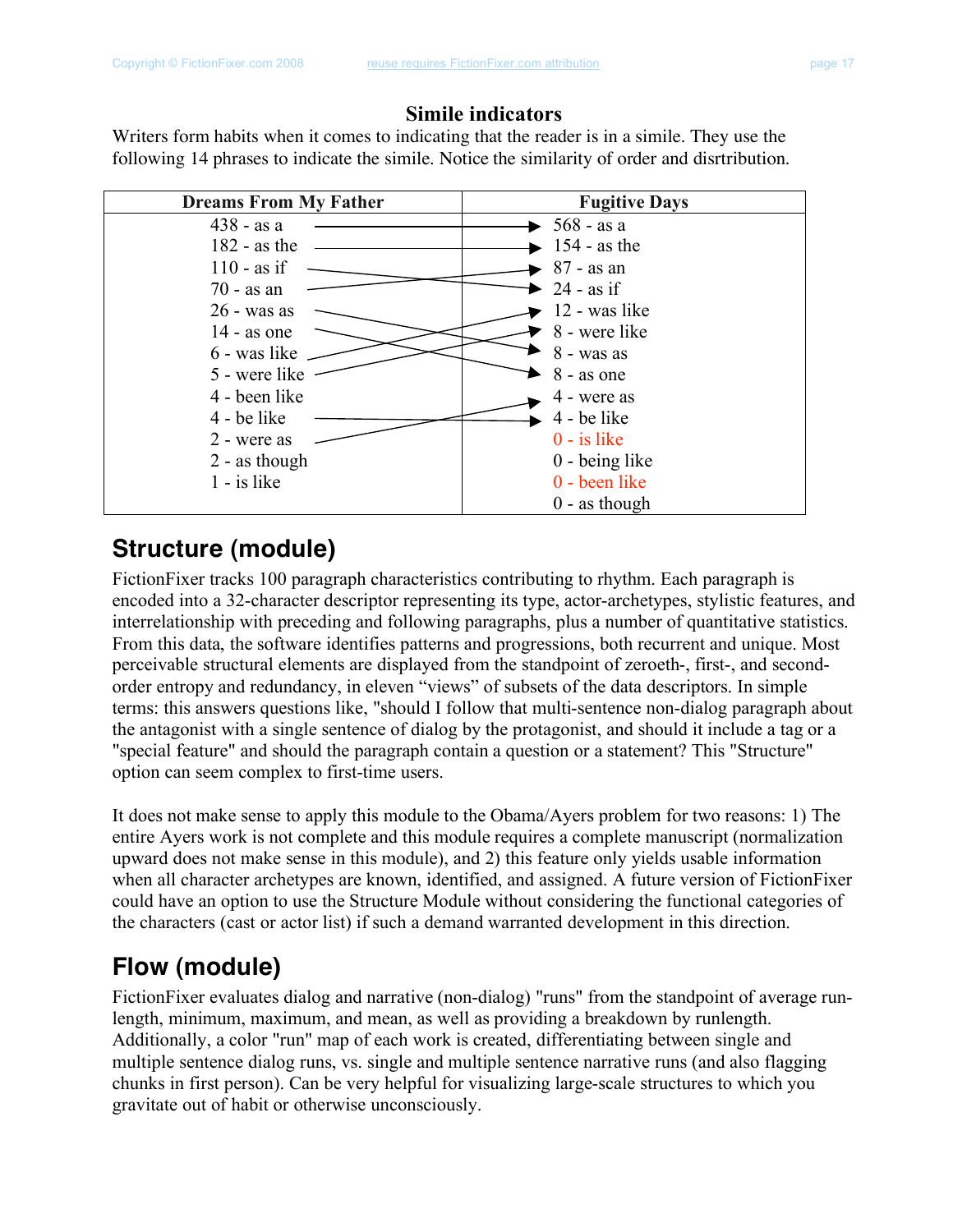## Simile indicators

Writers form habits when it comes to indicating that the reader is in a simile. They use the following 14 phrases to indicate the simile. Notice the similarity of order and disrtribution.

| Dreams From My Father | Fugitive Days |
|---|---|
| 438 - as a | 568 - as a |
| 182 - as the | 154 - as the |
| 110 - as if | 87 - as an |
| 70 - as an | 24 - as if |
| 26 - was as | 12 - was like |
| 14 - as one | 8 - were like |
| 6 - was like | 8 - was as |
| 5 - were like | 8 - as one |
| 4 - been like | 4 - were as |
| 4 - be like | 4 - be like |
| 2 - were as | 0 - is like |
| 2 - as though | 0 - being like |
| 1 - is like | 0 - been like |
| | 0 - as though |

## Structure (module)

FictionFixer tracks 100 paragraph characteristics contributing to rhythm. Each paragraph is encoded into a 32-character descriptor representing its type, actor-archetypes, stylistic features, and interrelationship with preceding and following paragraphs, plus a number of quantitative statistics. From this data, the software identifies patterns and progressions, both recurrent and unique. Most perceivable structural elements are displayed from the standpoint of zeroeth-, first-, and second-order entropy and redundancy, in eleven "views" of subsets of the data descriptors. In simple terms: this answers questions like, "should I follow that multi-sentence non-dialog paragraph about the antagonist with a single sentence of dialog by the protagonist, and should it include a tag or a "special feature" and should the paragraph contain a question or a statement? This "Structure" option can seem complex to first-time users.

It does not make sense to apply this module to the Obama/Ayers problem for two reasons: 1) The entire Ayers work is not complete and this module requires a complete manuscript (normalization upward does not make sense in this module), and 2) this feature only yields usable information when all character archetypes are known, identified, and assigned. A future version of FictionFixer could have an option to use the Structure Module without considering the functional categories of the characters (cast or actor list) if such a demand warranted development in this direction.

## Flow (module)

FictionFixer evaluates dialog and narrative (non-dialog) "runs" from the standpoint of average run-length, minimum, maximum, and mean, as well as providing a breakdown by runlength. Additionally, a color "run" map of each work is created, differentiating between single and multiple sentence dialog runs, vs. single and multiple sentence narrative runs (and also flagging chunks in first person). Can be very helpful for visualizing large-scale structures to which you gravitate out of habit or otherwise unconsciously.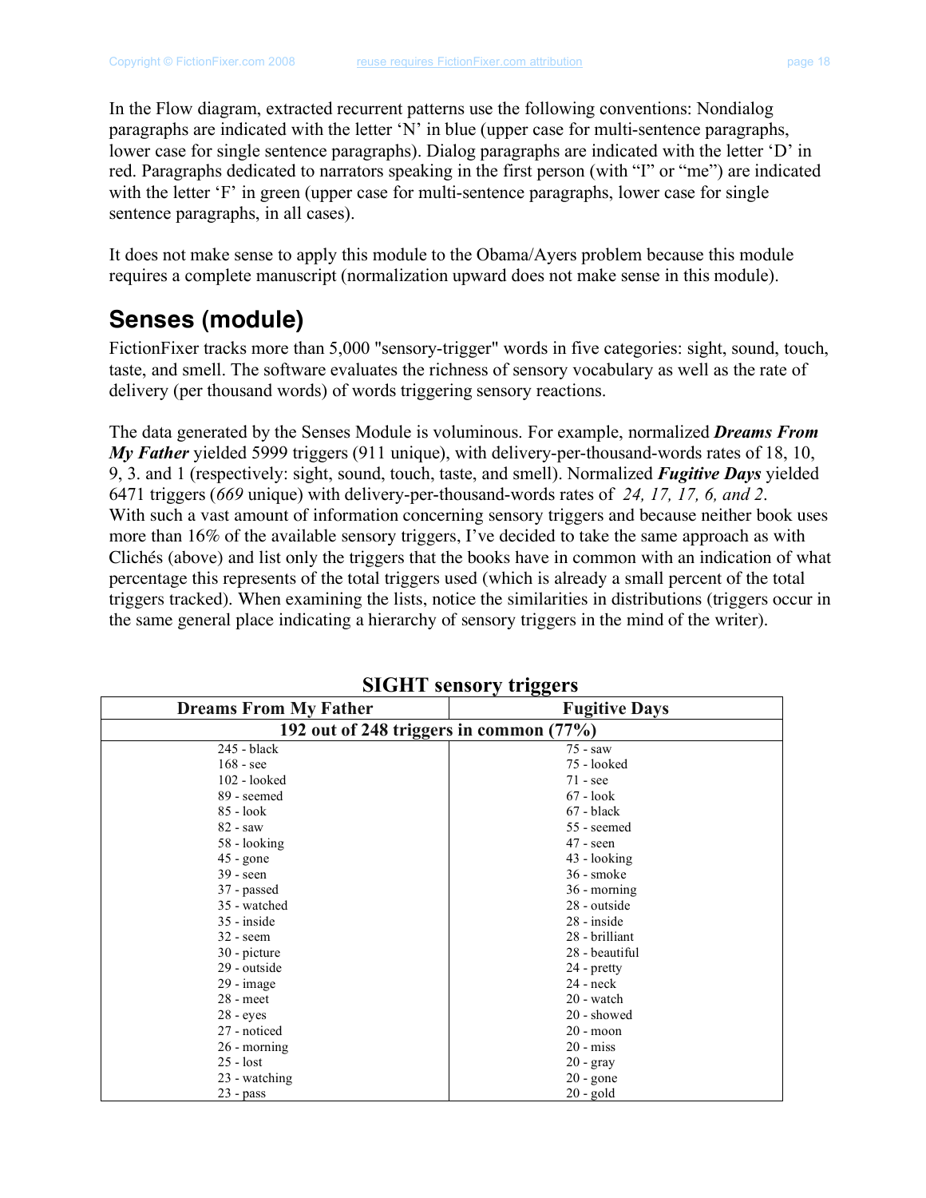In the Flow diagram, extracted recurrent patterns use the following conventions: Nondialog paragraphs are indicated with the letter 'N' in blue (upper case for multi-sentence paragraphs, lower case for single sentence paragraphs). Dialog paragraphs are indicated with the letter 'D' in red. Paragraphs dedicated to narrators speaking in the first person (with "I" or "me") are indicated with the letter 'F' in green (upper case for multi-sentence paragraphs, lower case for single sentence paragraphs, in all cases).

It does not make sense to apply this module to the Obama/Ayers problem because this module requires a complete manuscript (normalization upward does not make sense in this module).

## Senses (module)

FictionFixer tracks more than 5,000 "sensory-trigger" words in five categories: sight, sound, touch, taste, and smell. The software evaluates the richness of sensory vocabulary as well as the rate of delivery (per thousand words) of words triggering sensory reactions.

The data generated by the Senses Module is voluminous. For example, normalized ***Dreams From My Father*** yielded 5999 triggers (911 unique), with delivery-per-thousand-words rates of 18, 10, 9, 3. and 1 (respectively: sight, sound, touch, taste, and smell). Normalized ***Fugitive Days*** yielded 6471 triggers (*669* unique) with delivery-per-thousand-words rates of *24, 17, 17, 6, and 2*. With such a vast amount of information concerning sensory triggers and because neither book uses more than 16% of the available sensory triggers, I've decided to take the same approach as with Clichés (above) and list only the triggers that the books have in common with an indication of what percentage this represents of the total triggers used (which is already a small percent of the total triggers tracked). When examining the lists, notice the similarities in distributions (triggers occur in the same general place indicating a hierarchy of sensory triggers in the mind of the writer).

**SIGHT sensory triggers**

| Dreams From My Father | Fugitive Days |
|---|---|
| **192 out of 248 triggers in common (77%)** | |
| 245 - black | 75 - saw |
| 168 - see | 75 - looked |
| 102 - looked | 71 - see |
| 89 - seemed | 67 - look |
| 85 - look | 67 - black |
| 82 - saw | 55 - seemed |
| 58 - looking | 47 - seen |
| 45 - gone | 43 - looking |
| 39 - seen | 36 - smoke |
| 37 - passed | 36 - morning |
| 35 - watched | 28 - outside |
| 35 - inside | 28 - inside |
| 32 - seem | 28 - brilliant |
| 30 - picture | 28 - beautiful |
| 29 - outside | 24 - pretty |
| 29 - image | 24 - neck |
| 28 - meet | 20 - watch |
| 28 - eyes | 20 - showed |
| 27 - noticed | 20 - moon |
| 26 - morning | 20 - miss |
| 25 - lost | 20 - gray |
| 23 - watching | 20 - gone |
| 23 - pass | 20 - gold |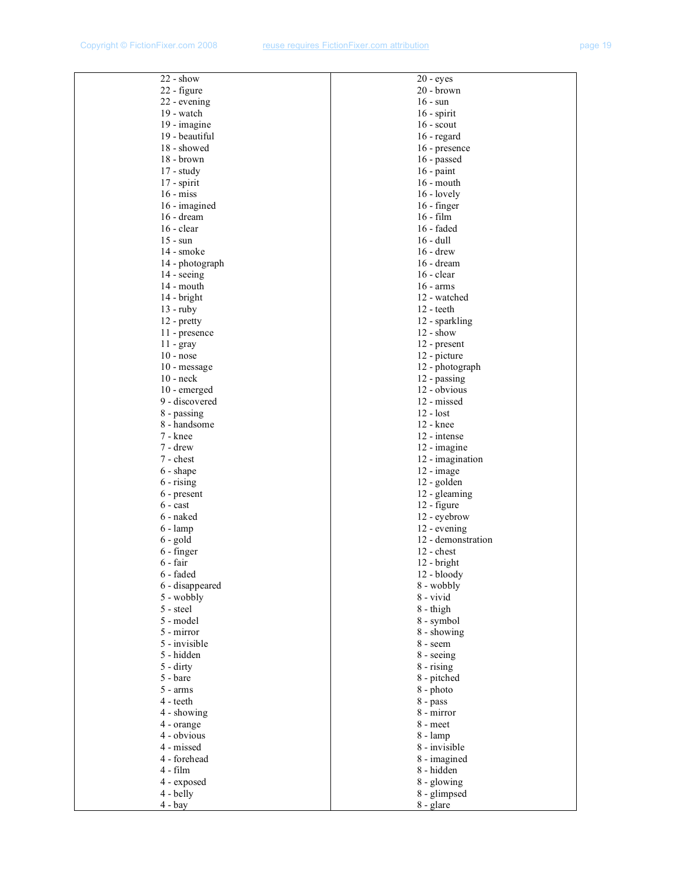| | |
|---|---|
| 22 - show | 20 - eyes |
| 22 - figure | 20 - brown |
| 22 - evening | 16 - sun |
| 19 - watch | 16 - spirit |
| 19 - imagine | 16 - scout |
| 19 - beautiful | 16 - regard |
| 18 - showed | 16 - presence |
| 18 - brown | 16 - passed |
| 17 - study | 16 - paint |
| 17 - spirit | 16 - mouth |
| 16 - miss | 16 - lovely |
| 16 - imagined | 16 - finger |
| 16 - dream | 16 - film |
| 16 - clear | 16 - faded |
| 15 - sun | 16 - dull |
| 14 - smoke | 16 - drew |
| 14 - photograph | 16 - dream |
| 14 - seeing | 16 - clear |
| 14 - mouth | 16 - arms |
| 14 - bright | 12 - watched |
| 13 - ruby | 12 - teeth |
| 12 - pretty | 12 - sparkling |
| 11 - presence | 12 - show |
| 11 - gray | 12 - present |
| 10 - nose | 12 - picture |
| 10 - message | 12 - photograph |
| 10 - neck | 12 - passing |
| 10 - emerged | 12 - obvious |
| 9 - discovered | 12 - missed |
| 8 - passing | 12 - lost |
| 8 - handsome | 12 - knee |
| 7 - knee | 12 - intense |
| 7 - drew | 12 - imagine |
| 7 - chest | 12 - imagination |
| 6 - shape | 12 - image |
| 6 - rising | 12 - golden |
| 6 - present | 12 - gleaming |
| 6 - cast | 12 - figure |
| 6 - naked | 12 - eyebrow |
| 6 - lamp | 12 - evening |
| 6 - gold | 12 - demonstration |
| 6 - finger | 12 - chest |
| 6 - fair | 12 - bright |
| 6 - faded | 12 - bloody |
| 6 - disappeared | 8 - wobbly |
| 5 - wobbly | 8 - vivid |
| 5 - steel | 8 - thigh |
| 5 - model | 8 - symbol |
| 5 - mirror | 8 - showing |
| 5 - invisible | 8 - seem |
| 5 - hidden | 8 - seeing |
| 5 - dirty | 8 - rising |
| 5 - bare | 8 - pitched |
| 5 - arms | 8 - photo |
| 4 - teeth | 8 - pass |
| 4 - showing | 8 - mirror |
| 4 - orange | 8 - meet |
| 4 - obvious | 8 - lamp |
| 4 - missed | 8 - invisible |
| 4 - forehead | 8 - imagined |
| 4 - film | 8 - hidden |
| 4 - exposed | 8 - glowing |
| 4 - belly | 8 - glimpsed |
| 4 - bay | 8 - glare |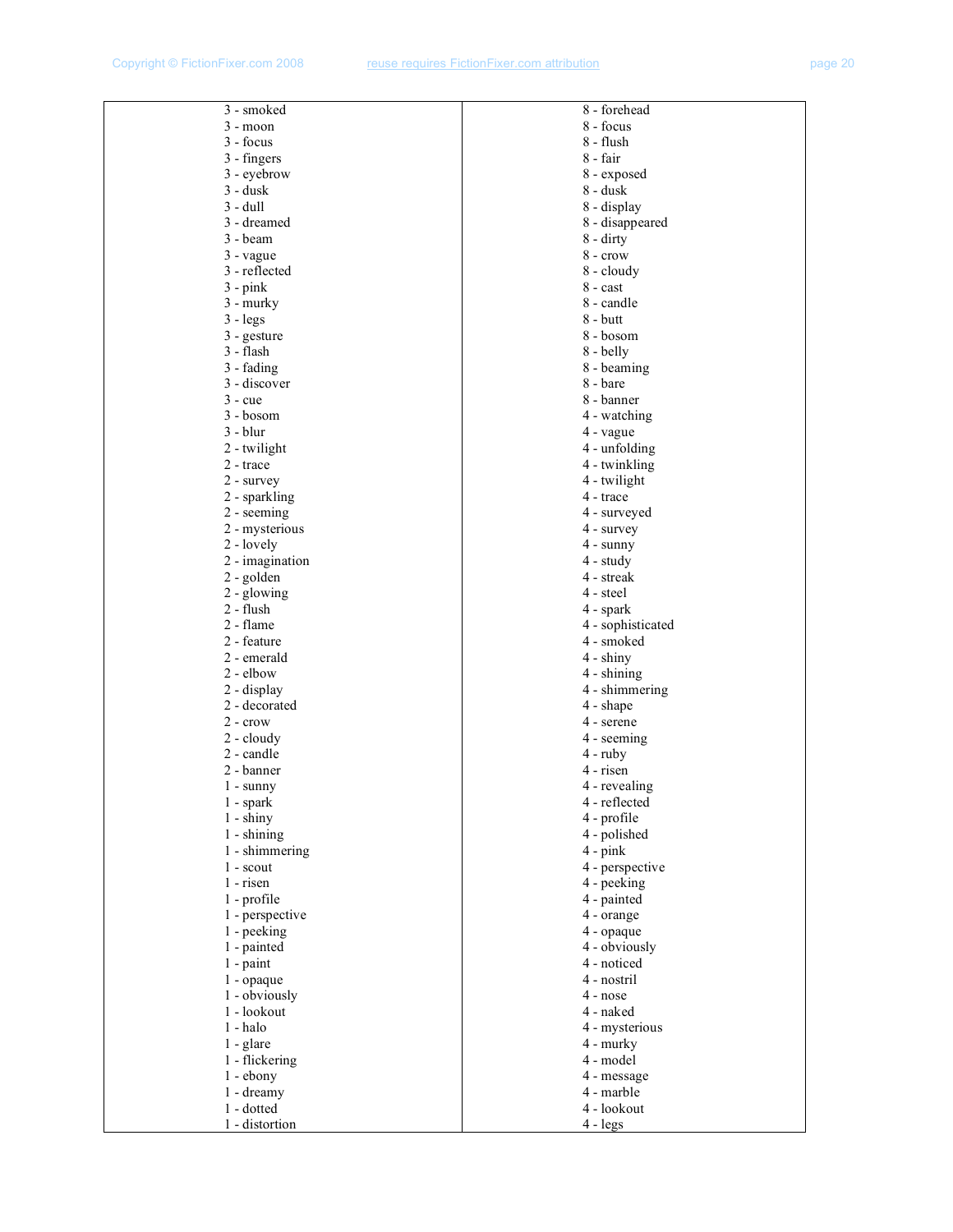| 3 - smoked | 8 - forehead |
|---|---|
| 3 - moon | 8 - focus |
| 3 - focus | 8 - flush |
| 3 - fingers | 8 - fair |
| 3 - eyebrow | 8 - exposed |
| 3 - dusk | 8 - dusk |
| 3 - dull | 8 - display |
| 3 - dreamed | 8 - disappeared |
| 3 - beam | 8 - dirty |
| 3 - vague | 8 - crow |
| 3 - reflected | 8 - cloudy |
| 3 - pink | 8 - cast |
| 3 - murky | 8 - candle |
| 3 - legs | 8 - butt |
| 3 - gesture | 8 - bosom |
| 3 - flash | 8 - belly |
| 3 - fading | 8 - beaming |
| 3 - discover | 8 - bare |
| 3 - cue | 8 - banner |
| 3 - bosom | 4 - watching |
| 3 - blur | 4 - vague |
| 2 - twilight | 4 - unfolding |
| 2 - trace | 4 - twinkling |
| 2 - survey | 4 - twilight |
| 2 - sparkling | 4 - trace |
| 2 - seeming | 4 - surveyed |
| 2 - mysterious | 4 - survey |
| 2 - lovely | 4 - sunny |
| 2 - imagination | 4 - study |
| 2 - golden | 4 - streak |
| 2 - glowing | 4 - steel |
| 2 - flush | 4 - spark |
| 2 - flame | 4 - sophisticated |
| 2 - feature | 4 - smoked |
| 2 - emerald | 4 - shiny |
| 2 - elbow | 4 - shining |
| 2 - display | 4 - shimmering |
| 2 - decorated | 4 - shape |
| 2 - crow | 4 - serene |
| 2 - cloudy | 4 - seeming |
| 2 - candle | 4 - ruby |
| 2 - banner | 4 - risen |
| 1 - sunny | 4 - revealing |
| 1 - spark | 4 - reflected |
| 1 - shiny | 4 - profile |
| 1 - shining | 4 - polished |
| 1 - shimmering | 4 - pink |
| 1 - scout | 4 - perspective |
| 1 - risen | 4 - peeking |
| 1 - profile | 4 - painted |
| 1 - perspective | 4 - orange |
| 1 - peeking | 4 - opaque |
| 1 - painted | 4 - obviously |
| 1 - paint | 4 - noticed |
| 1 - opaque | 4 - nostril |
| 1 - obviously | 4 - nose |
| 1 - lookout | 4 - naked |
| 1 - halo | 4 - mysterious |
| 1 - glare | 4 - murky |
| 1 - flickering | 4 - model |
| 1 - ebony | 4 - message |
| 1 - dreamy | 4 - marble |
| 1 - dotted | 4 - lookout |
| 1 - distortion | 4 - legs |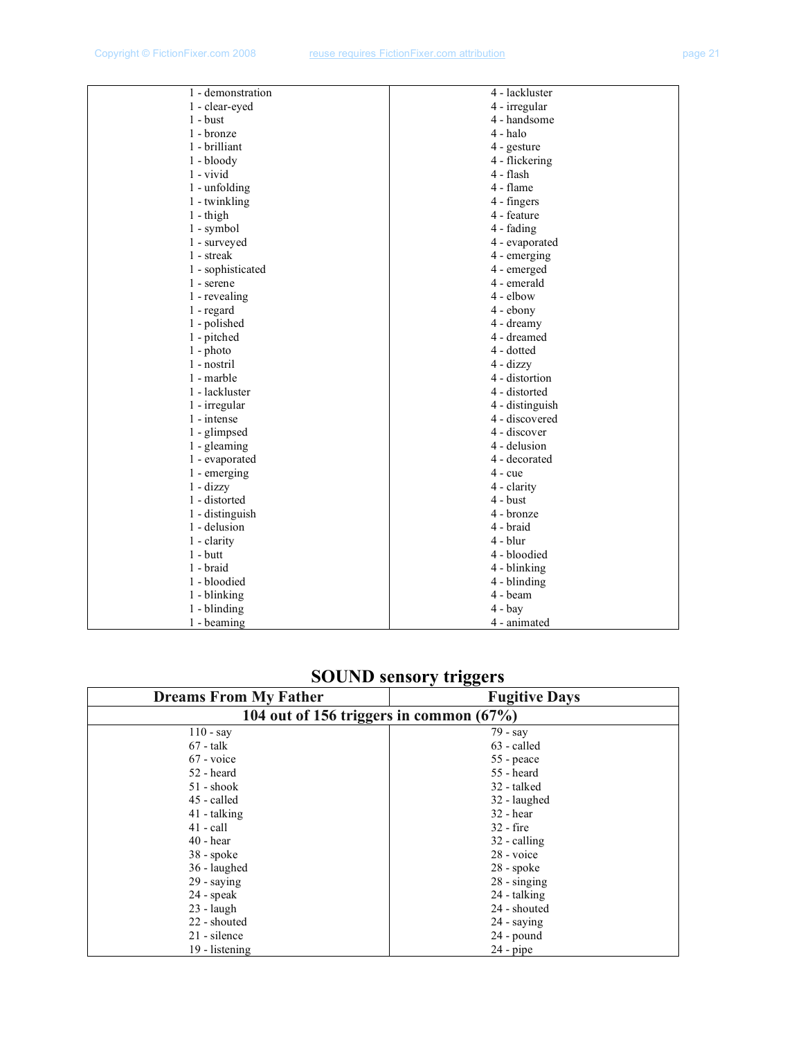| | |
|---|---|
| 1 - demonstration | 4 - lackluster |
| 1 - clear-eyed | 4 - irregular |
| 1 - bust | 4 - handsome |
| 1 - bronze | 4 - halo |
| 1 - brilliant | 4 - gesture |
| 1 - bloody | 4 - flickering |
| 1 - vivid | 4 - flash |
| 1 - unfolding | 4 - flame |
| 1 - twinkling | 4 - fingers |
| 1 - thigh | 4 - feature |
| 1 - symbol | 4 - fading |
| 1 - surveyed | 4 - evaporated |
| 1 - streak | 4 - emerging |
| 1 - sophisticated | 4 - emerged |
| 1 - serene | 4 - emerald |
| 1 - revealing | 4 - elbow |
| 1 - regard | 4 - ebony |
| 1 - polished | 4 - dreamy |
| 1 - pitched | 4 - dreamed |
| 1 - photo | 4 - dotted |
| 1 - nostril | 4 - dizzy |
| 1 - marble | 4 - distortion |
| 1 - lackluster | 4 - distorted |
| 1 - irregular | 4 - distinguish |
| 1 - intense | 4 - discovered |
| 1 - glimpsed | 4 - discover |
| 1 - gleaming | 4 - delusion |
| 1 - evaporated | 4 - decorated |
| 1 - emerging | 4 - cue |
| 1 - dizzy | 4 - clarity |
| 1 - distorted | 4 - bust |
| 1 - distinguish | 4 - bronze |
| 1 - delusion | 4 - braid |
| 1 - clarity | 4 - blur |
| 1 - butt | 4 - bloodied |
| 1 - braid | 4 - blinking |
| 1 - bloodied | 4 - blinding |
| 1 - blinking | 4 - beam |
| 1 - blinding | 4 - bay |
| 1 - beaming | 4 - animated |

## SOUND sensory triggers

| Dreams From My Father | Fugitive Days |
|---|---|
| **104 out of 156 triggers in common (67%)** | |
| 110 - say | 79 - say |
| 67 - talk | 63 - called |
| 67 - voice | 55 - peace |
| 52 - heard | 55 - heard |
| 51 - shook | 32 - talked |
| 45 - called | 32 - laughed |
| 41 - talking | 32 - hear |
| 41 - call | 32 - fire |
| 40 - hear | 32 - calling |
| 38 - spoke | 28 - voice |
| 36 - laughed | 28 - spoke |
| 29 - saying | 28 - singing |
| 24 - speak | 24 - talking |
| 23 - laugh | 24 - shouted |
| 22 - shouted | 24 - saying |
| 21 - silence | 24 - pound |
| 19 - listening | 24 - pipe |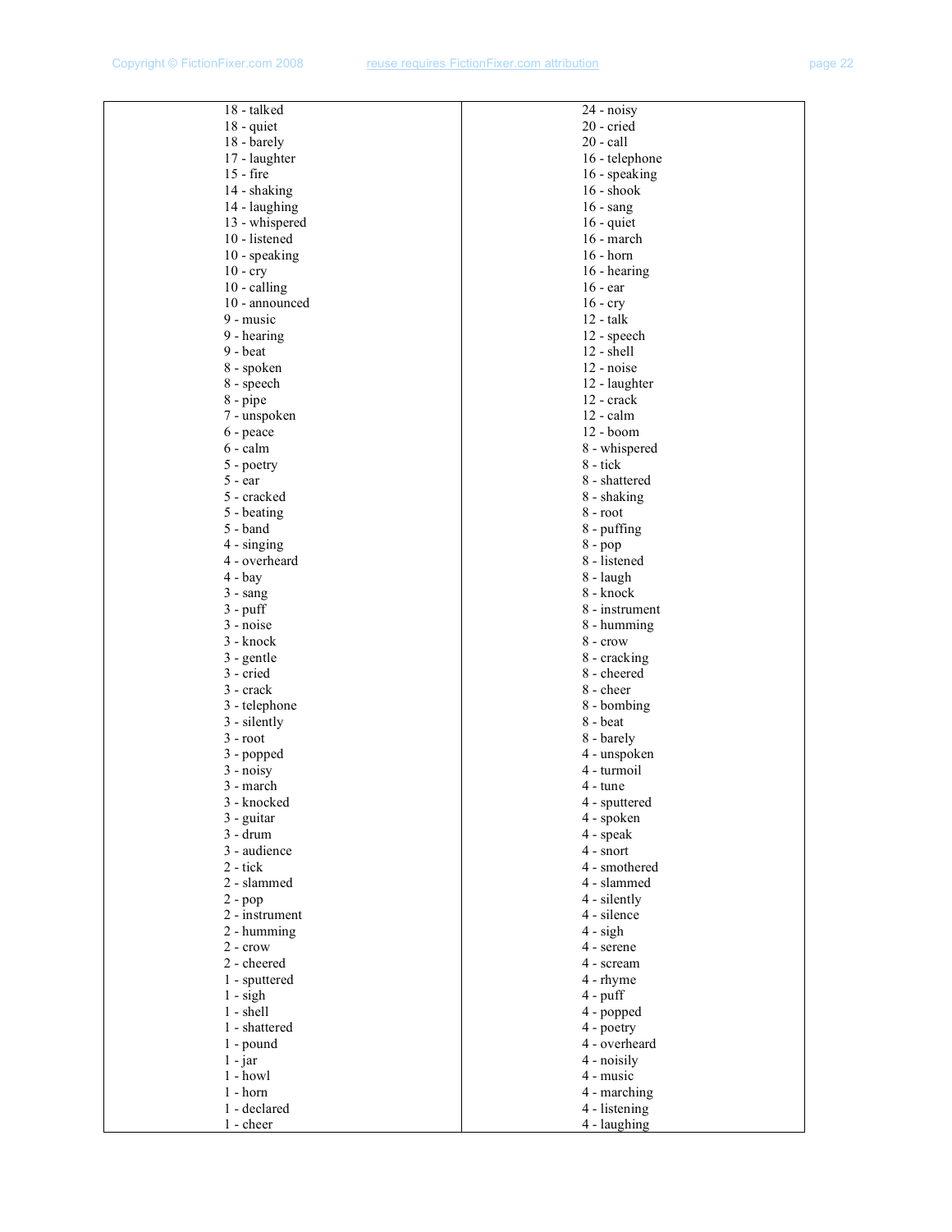| | |
|---|---|
| 18 - talked | 24 - noisy |
| 18 - quiet | 20 - cried |
| 18 - barely | 20 - call |
| 17 - laughter | 16 - telephone |
| 15 - fire | 16 - speaking |
| 14 - shaking | 16 - shook |
| 14 - laughing | 16 - sang |
| 13 - whispered | 16 - quiet |
| 10 - listened | 16 - march |
| 10 - speaking | 16 - horn |
| 10 - cry | 16 - hearing |
| 10 - calling | 16 - ear |
| 10 - announced | 16 - cry |
| 9 - music | 12 - talk |
| 9 - hearing | 12 - speech |
| 9 - beat | 12 - shell |
| 8 - spoken | 12 - noise |
| 8 - speech | 12 - laughter |
| 8 - pipe | 12 - crack |
| 7 - unspoken | 12 - calm |
| 6 - peace | 12 - boom |
| 6 - calm | 8 - whispered |
| 5 - poetry | 8 - tick |
| 5 - ear | 8 - shattered |
| 5 - cracked | 8 - shaking |
| 5 - beating | 8 - root |
| 5 - band | 8 - puffing |
| 4 - singing | 8 - pop |
| 4 - overheard | 8 - listened |
| 4 - bay | 8 - laugh |
| 3 - sang | 8 - knock |
| 3 - puff | 8 - instrument |
| 3 - noise | 8 - humming |
| 3 - knock | 8 - crow |
| 3 - gentle | 8 - cracking |
| 3 - cried | 8 - cheered |
| 3 - crack | 8 - cheer |
| 3 - telephone | 8 - bombing |
| 3 - silently | 8 - beat |
| 3 - root | 8 - barely |
| 3 - popped | 4 - unspoken |
| 3 - noisy | 4 - turmoil |
| 3 - march | 4 - tune |
| 3 - knocked | 4 - sputtered |
| 3 - guitar | 4 - spoken |
| 3 - drum | 4 - speak |
| 3 - audience | 4 - snort |
| 2 - tick | 4 - smothered |
| 2 - slammed | 4 - slammed |
| 2 - pop | 4 - silently |
| 2 - instrument | 4 - silence |
| 2 - humming | 4 - sigh |
| 2 - crow | 4 - serene |
| 2 - cheered | 4 - scream |
| 1 - sputtered | 4 - rhyme |
| 1 - sigh | 4 - puff |
| 1 - shell | 4 - popped |
| 1 - shattered | 4 - poetry |
| 1 - pound | 4 - overheard |
| 1 - jar | 4 - noisily |
| 1 - howl | 4 - music |
| 1 - horn | 4 - marching |
| 1 - declared | 4 - listening |
| 1 - cheer | 4 - laughing |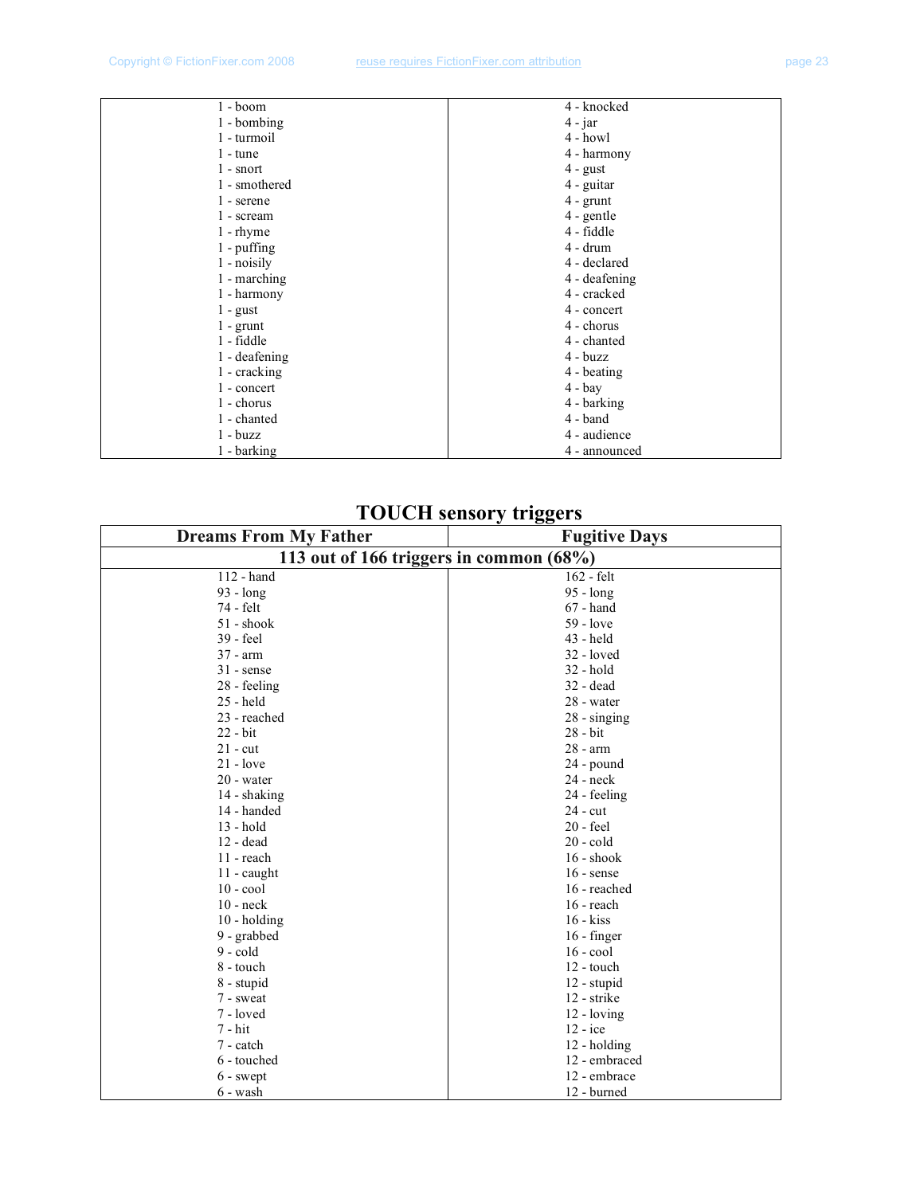| | |
|---|---|
| 1 - boom | 4 - knocked |
| 1 - bombing | 4 - jar |
| 1 - turmoil | 4 - howl |
| 1 - tune | 4 - harmony |
| 1 - snort | 4 - gust |
| 1 - smothered | 4 - guitar |
| 1 - serene | 4 - grunt |
| 1 - scream | 4 - gentle |
| 1 - rhyme | 4 - fiddle |
| 1 - puffing | 4 - drum |
| 1 - noisily | 4 - declared |
| 1 - marching | 4 - deafening |
| 1 - harmony | 4 - cracked |
| 1 - gust | 4 - concert |
| 1 - grunt | 4 - chorus |
| 1 - fiddle | 4 - chanted |
| 1 - deafening | 4 - buzz |
| 1 - cracking | 4 - beating |
| 1 - concert | 4 - bay |
| 1 - chorus | 4 - barking |
| 1 - chanted | 4 - band |
| 1 - buzz | 4 - audience |
| 1 - barking | 4 - announced |

## TOUCH sensory triggers

| Dreams From My Father | Fugitive Days |
|---|---|
| 113 out of 166 triggers in common (68%) | |
| 112 - hand | 162 - felt |
| 93 - long | 95 - long |
| 74 - felt | 67 - hand |
| 51 - shook | 59 - love |
| 39 - feel | 43 - held |
| 37 - arm | 32 - loved |
| 31 - sense | 32 - hold |
| 28 - feeling | 32 - dead |
| 25 - held | 28 - water |
| 23 - reached | 28 - singing |
| 22 - bit | 28 - bit |
| 21 - cut | 28 - arm |
| 21 - love | 24 - pound |
| 20 - water | 24 - neck |
| 14 - shaking | 24 - feeling |
| 14 - handed | 24 - cut |
| 13 - hold | 20 - feel |
| 12 - dead | 20 - cold |
| 11 - reach | 16 - shook |
| 11 - caught | 16 - sense |
| 10 - cool | 16 - reached |
| 10 - neck | 16 - reach |
| 10 - holding | 16 - kiss |
| 9 - grabbed | 16 - finger |
| 9 - cold | 16 - cool |
| 8 - touch | 12 - touch |
| 8 - stupid | 12 - stupid |
| 7 - sweat | 12 - strike |
| 7 - loved | 12 - loving |
| 7 - hit | 12 - ice |
| 7 - catch | 12 - holding |
| 6 - touched | 12 - embraced |
| 6 - swept | 12 - embrace |
| 6 - wash | 12 - burned |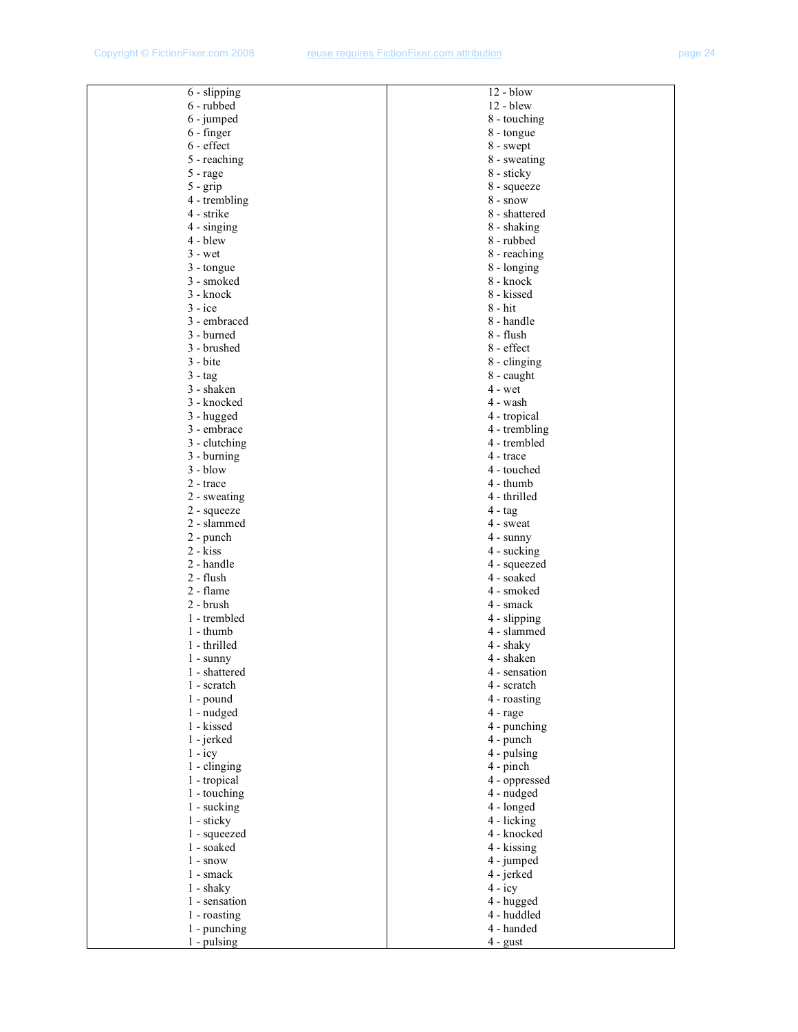| | |
|---|---|
| 6 - slipping | 12 - blow |
| 6 - rubbed | 12 - blew |
| 6 - jumped | 8 - touching |
| 6 - finger | 8 - tongue |
| 6 - effect | 8 - swept |
| 5 - reaching | 8 - sweating |
| 5 - rage | 8 - sticky |
| 5 - grip | 8 - squeeze |
| 4 - trembling | 8 - snow |
| 4 - strike | 8 - shattered |
| 4 - singing | 8 - shaking |
| 4 - blew | 8 - rubbed |
| 3 - wet | 8 - reaching |
| 3 - tongue | 8 - longing |
| 3 - smoked | 8 - knock |
| 3 - knock | 8 - kissed |
| 3 - ice | 8 - hit |
| 3 - embraced | 8 - handle |
| 3 - burned | 8 - flush |
| 3 - brushed | 8 - effect |
| 3 - bite | 8 - clinging |
| 3 - tag | 8 - caught |
| 3 - shaken | 4 - wet |
| 3 - knocked | 4 - wash |
| 3 - hugged | 4 - tropical |
| 3 - embrace | 4 - trembling |
| 3 - clutching | 4 - trembled |
| 3 - burning | 4 - trace |
| 3 - blow | 4 - touched |
| 2 - trace | 4 - thumb |
| 2 - sweating | 4 - thrilled |
| 2 - squeeze | 4 - tag |
| 2 - slammed | 4 - sweat |
| 2 - punch | 4 - sunny |
| 2 - kiss | 4 - sucking |
| 2 - handle | 4 - squeezed |
| 2 - flush | 4 - soaked |
| 2 - flame | 4 - smoked |
| 2 - brush | 4 - smack |
| 1 - trembled | 4 - slipping |
| 1 - thumb | 4 - slammed |
| 1 - thrilled | 4 - shaky |
| 1 - sunny | 4 - shaken |
| 1 - shattered | 4 - sensation |
| 1 - scratch | 4 - scratch |
| 1 - pound | 4 - roasting |
| 1 - nudged | 4 - rage |
| 1 - kissed | 4 - punching |
| 1 - jerked | 4 - punch |
| 1 - icy | 4 - pulsing |
| 1 - clinging | 4 - pinch |
| 1 - tropical | 4 - oppressed |
| 1 - touching | 4 - nudged |
| 1 - sucking | 4 - longed |
| 1 - sticky | 4 - licking |
| 1 - squeezed | 4 - knocked |
| 1 - soaked | 4 - kissing |
| 1 - snow | 4 - jumped |
| 1 - smack | 4 - jerked |
| 1 - shaky | 4 - icy |
| 1 - sensation | 4 - hugged |
| 1 - roasting | 4 - huddled |
| 1 - punching | 4 - handed |
| 1 - pulsing | 4 - gust |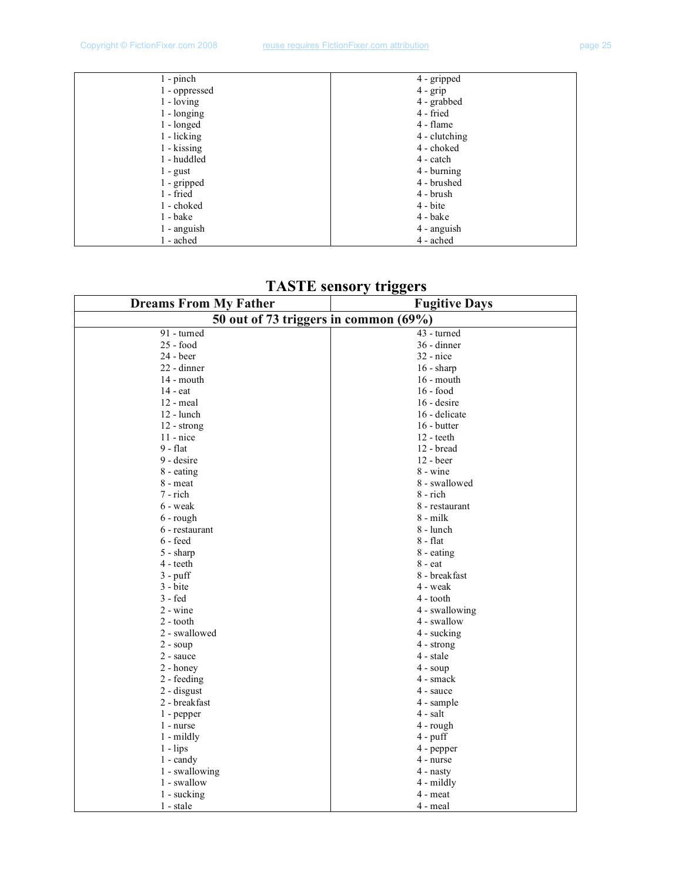| | |
|---|---|
| 1 - pinch | 4 - gripped |
| 1 - oppressed | 4 - grip |
| 1 - loving | 4 - grabbed |
| 1 - longing | 4 - fried |
| 1 - longed | 4 - flame |
| 1 - licking | 4 - clutching |
| 1 - kissing | 4 - choked |
| 1 - huddled | 4 - catch |
| 1 - gust | 4 - burning |
| 1 - gripped | 4 - brushed |
| 1 - fried | 4 - brush |
| 1 - choked | 4 - bite |
| 1 - bake | 4 - bake |
| 1 - anguish | 4 - anguish |
| 1 - ached | 4 - ached |

## TASTE sensory triggers

| Dreams From My Father | Fugitive Days |
|---|---|
| **50 out of 73 triggers in common (69%)** | |
| 91 - turned | 43 - turned |
| 25 - food | 36 - dinner |
| 24 - beer | 32 - nice |
| 22 - dinner | 16 - sharp |
| 14 - mouth | 16 - mouth |
| 14 - eat | 16 - food |
| 12 - meal | 16 - desire |
| 12 - lunch | 16 - delicate |
| 12 - strong | 16 - butter |
| 11 - nice | 12 - teeth |
| 9 - flat | 12 - bread |
| 9 - desire | 12 - beer |
| 8 - eating | 8 - wine |
| 8 - meat | 8 - swallowed |
| 7 - rich | 8 - rich |
| 6 - weak | 8 - restaurant |
| 6 - rough | 8 - milk |
| 6 - restaurant | 8 - lunch |
| 6 - feed | 8 - flat |
| 5 - sharp | 8 - eating |
| 4 - teeth | 8 - eat |
| 3 - puff | 8 - breakfast |
| 3 - bite | 4 - weak |
| 3 - fed | 4 - tooth |
| 2 - wine | 4 - swallowing |
| 2 - tooth | 4 - swallow |
| 2 - swallowed | 4 - sucking |
| 2 - soup | 4 - strong |
| 2 - sauce | 4 - stale |
| 2 - honey | 4 - soup |
| 2 - feeding | 4 - smack |
| 2 - disgust | 4 - sauce |
| 2 - breakfast | 4 - sample |
| 1 - pepper | 4 - salt |
| 1 - nurse | 4 - rough |
| 1 - mildly | 4 - puff |
| 1 - lips | 4 - pepper |
| 1 - candy | 4 - nurse |
| 1 - swallowing | 4 - nasty |
| 1 - swallow | 4 - mildly |
| 1 - sucking | 4 - meat |
| 1 - stale | 4 - meal |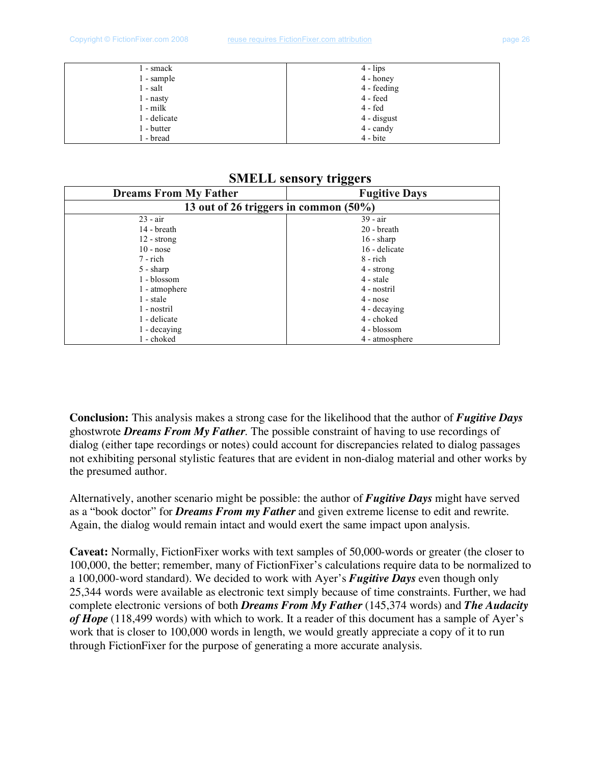| | |
|---|---|
| 1 - smack | 4 - lips |
| 1 - sample | 4 - honey |
| 1 - salt | 4 - feeding |
| 1 - nasty | 4 - feed |
| 1 - milk | 4 - fed |
| 1 - delicate | 4 - disgust |
| 1 - butter | 4 - candy |
| 1 - bread | 4 - bite |

## SMELL sensory triggers

| Dreams From My Father | Fugitive Days |
|---|---|
| 13 out of 26 triggers in common (50%) | |
| 23 - air | 39 - air |
| 14 - breath | 20 - breath |
| 12 - strong | 16 - sharp |
| 10 - nose | 16 - delicate |
| 7 - rich | 8 - rich |
| 5 - sharp | 4 - strong |
| 1 - blossom | 4 - stale |
| 1 - atmophere | 4 - nostril |
| 1 - stale | 4 - nose |
| 1 - nostril | 4 - decaying |
| 1 - delicate | 4 - choked |
| 1 - decaying | 4 - blossom |
| 1 - choked | 4 - atmosphere |

**Conclusion:** This analysis makes a strong case for the likelihood that the author of ***Fugitive Days*** ghostwrote ***Dreams From My Father***. The possible constraint of having to use recordings of dialog (either tape recordings or notes) could account for discrepancies related to dialog passages not exhibiting personal stylistic features that are evident in non-dialog material and other works by the presumed author.

Alternatively, another scenario might be possible: the author of ***Fugitive Days*** might have served as a "book doctor" for ***Dreams From my Father*** and given extreme license to edit and rewrite. Again, the dialog would remain intact and would exert the same impact upon analysis.

**Caveat:** Normally, FictionFixer works with text samples of 50,000-words or greater (the closer to 100,000, the better; remember, many of FictionFixer's calculations require data to be normalized to a 100,000-word standard). We decided to work with Ayer's ***Fugitive Days*** even though only 25,344 words were available as electronic text simply because of time constraints. Further, we had complete electronic versions of both ***Dreams From My Father*** (145,374 words) and ***The Audacity of Hope*** (118,499 words) with which to work. It a reader of this document has a sample of Ayer's work that is closer to 100,000 words in length, we would greatly appreciate a copy of it to run through FictionFixer for the purpose of generating a more accurate analysis.